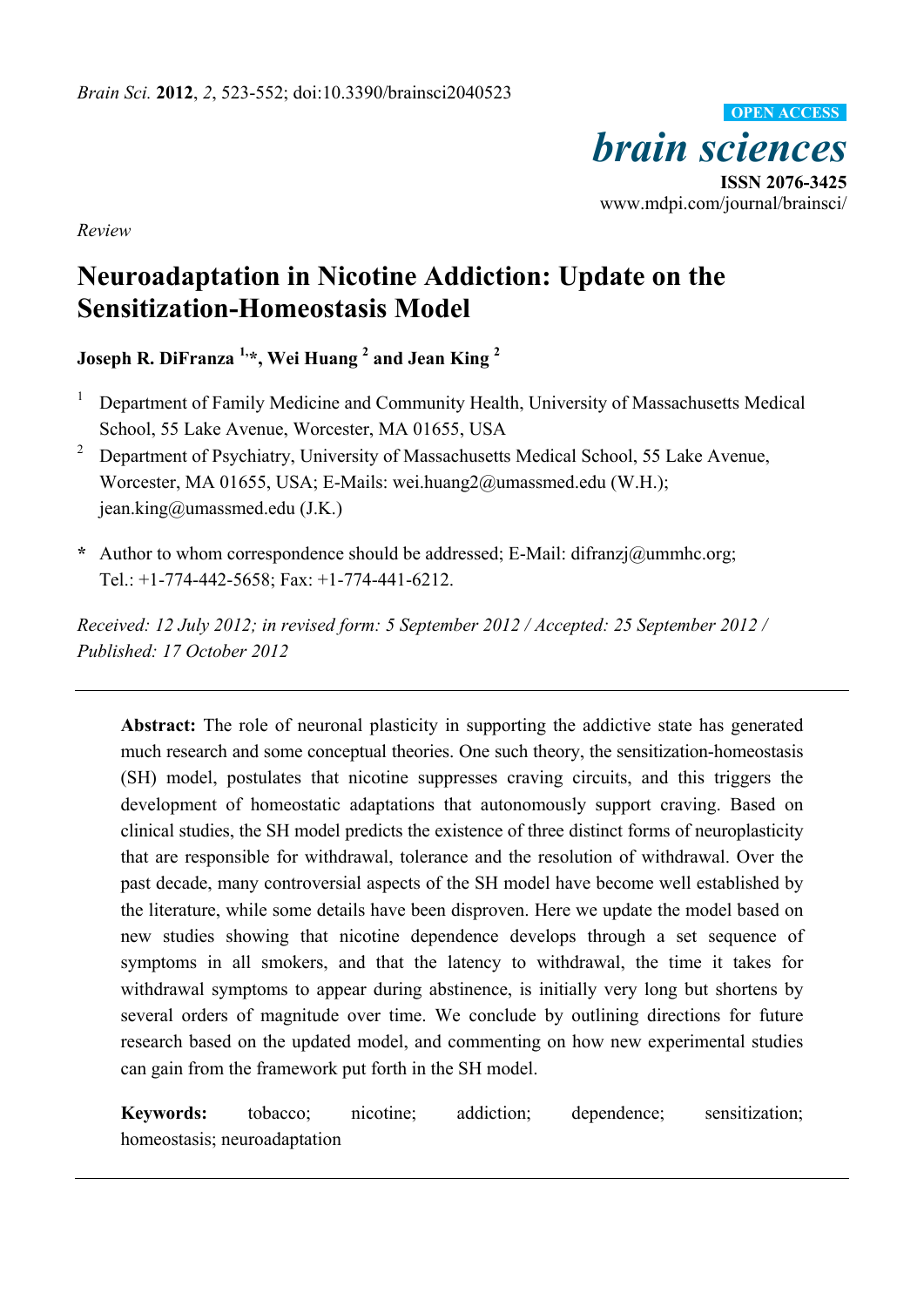*Brain Sci.* **2012**, *2*, 523-552; doi:10.3390/brainsci2040523

**OPEN ACCESS**

*brain sciences*

**ISSN 2076-3425**

www.mdpi.com/journal/brainsci/

*Review*

# Neuroadaptation in Nicotine Addiction: Update on the Sensitization-Homeostasis Model

**Joseph R. DiFranza [1,*], Wei Huang [2] and Jean King [2]**

[1] Department of Family Medicine and Community Health, University of Massachusetts Medical School, 55 Lake Avenue, Worcester, MA 01655, USA

[2] Department of Psychiatry, University of Massachusetts Medical School, 55 Lake Avenue, Worcester, MA 01655, USA; E-Mails: wei.huang2@umassmed.edu (W.H.); jean.king@umassmed.edu (J.K.)

\* Author to whom correspondence should be addressed; E-Mail: difranzj@ummhc.org; Tel.: +1-774-442-5658; Fax: +1-774-441-6212.

*Received: 12 July 2012; in revised form: 5 September 2012 / Accepted: 25 September 2012 / Published: 17 October 2012*

---

**Abstract:** The role of neuronal plasticity in supporting the addictive state has generated much research and some conceptual theories. One such theory, the sensitization-homeostasis (SH) model, postulates that nicotine suppresses craving circuits, and this triggers the development of homeostatic adaptations that autonomously support craving. Based on clinical studies, the SH model predicts the existence of three distinct forms of neuroplasticity that are responsible for withdrawal, tolerance and the resolution of withdrawal. Over the past decade, many controversial aspects of the SH model have become well established by the literature, while some details have been disproven. Here we update the model based on new studies showing that nicotine dependence develops through a set sequence of symptoms in all smokers, and that the latency to withdrawal, the time it takes for withdrawal symptoms to appear during abstinence, is initially very long but shortens by several orders of magnitude over time. We conclude by outlining directions for future research based on the updated model, and commenting on how new experimental studies can gain from the framework put forth in the SH model.

**Keywords:** tobacco; nicotine; addiction; dependence; sensitization; homeostasis; neuroadaptation

---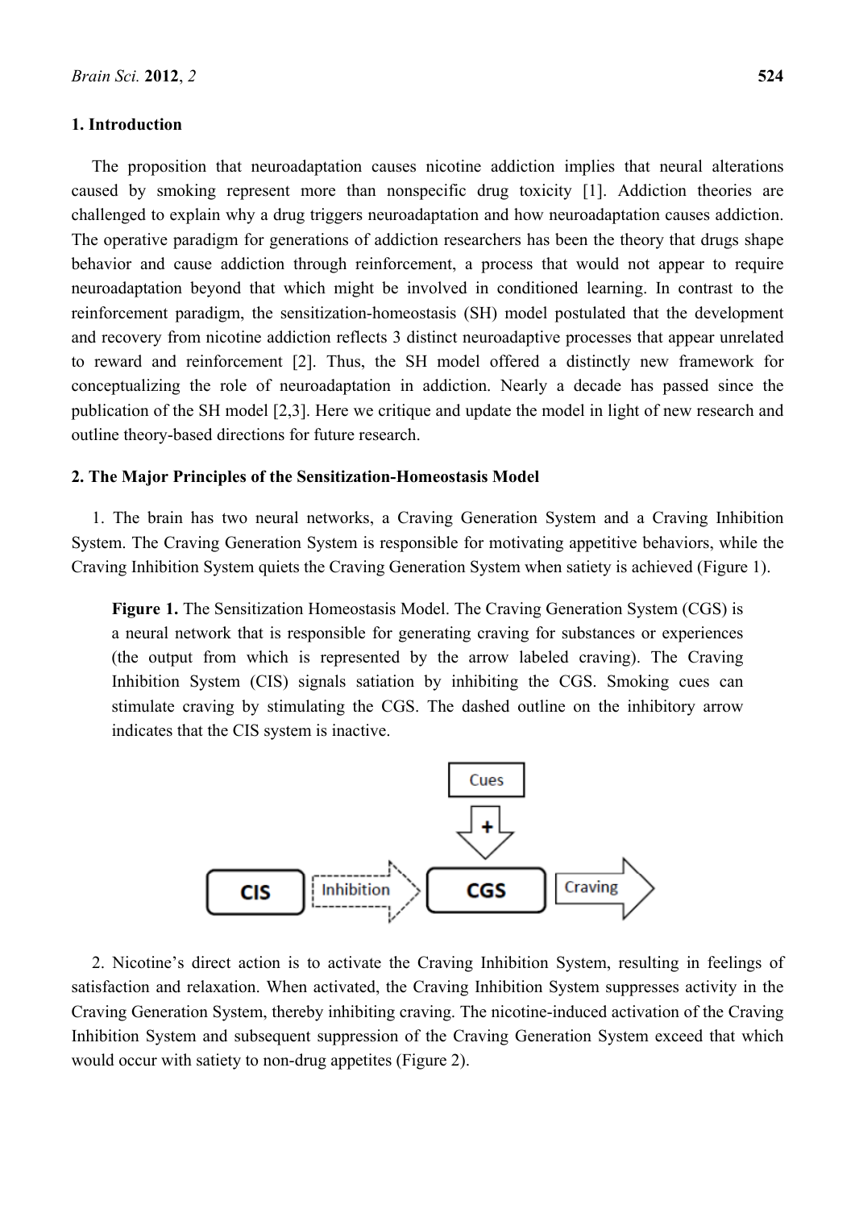## 1. Introduction

The proposition that neuroadaptation causes nicotine addiction implies that neural alterations caused by smoking represent more than nonspecific drug toxicity [1]. Addiction theories are challenged to explain why a drug triggers neuroadaptation and how neuroadaptation causes addiction. The operative paradigm for generations of addiction researchers has been the theory that drugs shape behavior and cause addiction through reinforcement, a process that would not appear to require neuroadaptation beyond that which might be involved in conditioned learning. In contrast to the reinforcement paradigm, the sensitization-homeostasis (SH) model postulated that the development and recovery from nicotine addiction reflects 3 distinct neuroadaptive processes that appear unrelated to reward and reinforcement [2]. Thus, the SH model offered a distinctly new framework for conceptualizing the role of neuroadaptation in addiction. Nearly a decade has passed since the publication of the SH model [2,3]. Here we critique and update the model in light of new research and outline theory-based directions for future research.

## 2. The Major Principles of the Sensitization-Homeostasis Model

1. The brain has two neural networks, a Craving Generation System and a Craving Inhibition System. The Craving Generation System is responsible for motivating appetitive behaviors, while the Craving Inhibition System quiets the Craving Generation System when satiety is achieved (Figure 1).

**Figure 1.** The Sensitization Homeostasis Model. The Craving Generation System (CGS) is a neural network that is responsible for generating craving for substances or experiences (the output from which is represented by the arrow labeled craving). The Craving Inhibition System (CIS) signals satiation by inhibiting the CGS. Smoking cues can stimulate craving by stimulating the CGS. The dashed outline on the inhibitory arrow indicates that the CIS system is inactive.

2. Nicotine's direct action is to activate the Craving Inhibition System, resulting in feelings of satisfaction and relaxation. When activated, the Craving Inhibition System suppresses activity in the Craving Generation System, thereby inhibiting craving. The nicotine-induced activation of the Craving Inhibition System and subsequent suppression of the Craving Generation System exceed that which would occur with satiety to non-drug appetites (Figure 2).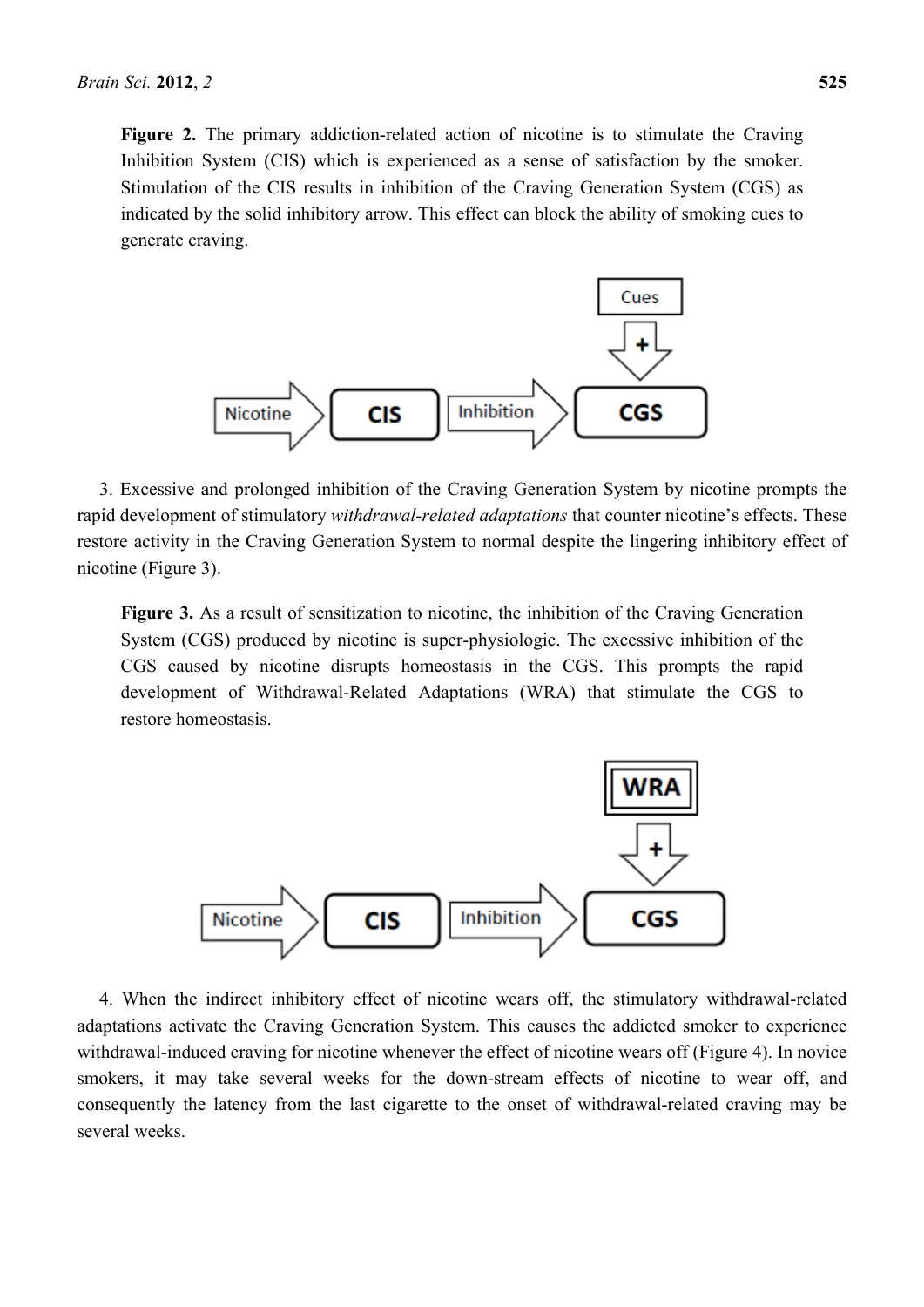**Figure 2.** The primary addiction-related action of nicotine is to stimulate the Craving Inhibition System (CIS) which is experienced as a sense of satisfaction by the smoker. Stimulation of the CIS results in inhibition of the Craving Generation System (CGS) as indicated by the solid inhibitory arrow. This effect can block the ability of smoking cues to generate craving.

3. Excessive and prolonged inhibition of the Craving Generation System by nicotine prompts the rapid development of stimulatory *withdrawal-related adaptations* that counter nicotine's effects. These restore activity in the Craving Generation System to normal despite the lingering inhibitory effect of nicotine (Figure 3).

**Figure 3.** As a result of sensitization to nicotine, the inhibition of the Craving Generation System (CGS) produced by nicotine is super-physiologic. The excessive inhibition of the CGS caused by nicotine disrupts homeostasis in the CGS. This prompts the rapid development of Withdrawal-Related Adaptations (WRA) that stimulate the CGS to restore homeostasis.

4. When the indirect inhibitory effect of nicotine wears off, the stimulatory withdrawal-related adaptations activate the Craving Generation System. This causes the addicted smoker to experience withdrawal-induced craving for nicotine whenever the effect of nicotine wears off (Figure 4). In novice smokers, it may take several weeks for the down-stream effects of nicotine to wear off, and consequently the latency from the last cigarette to the onset of withdrawal-related craving may be several weeks.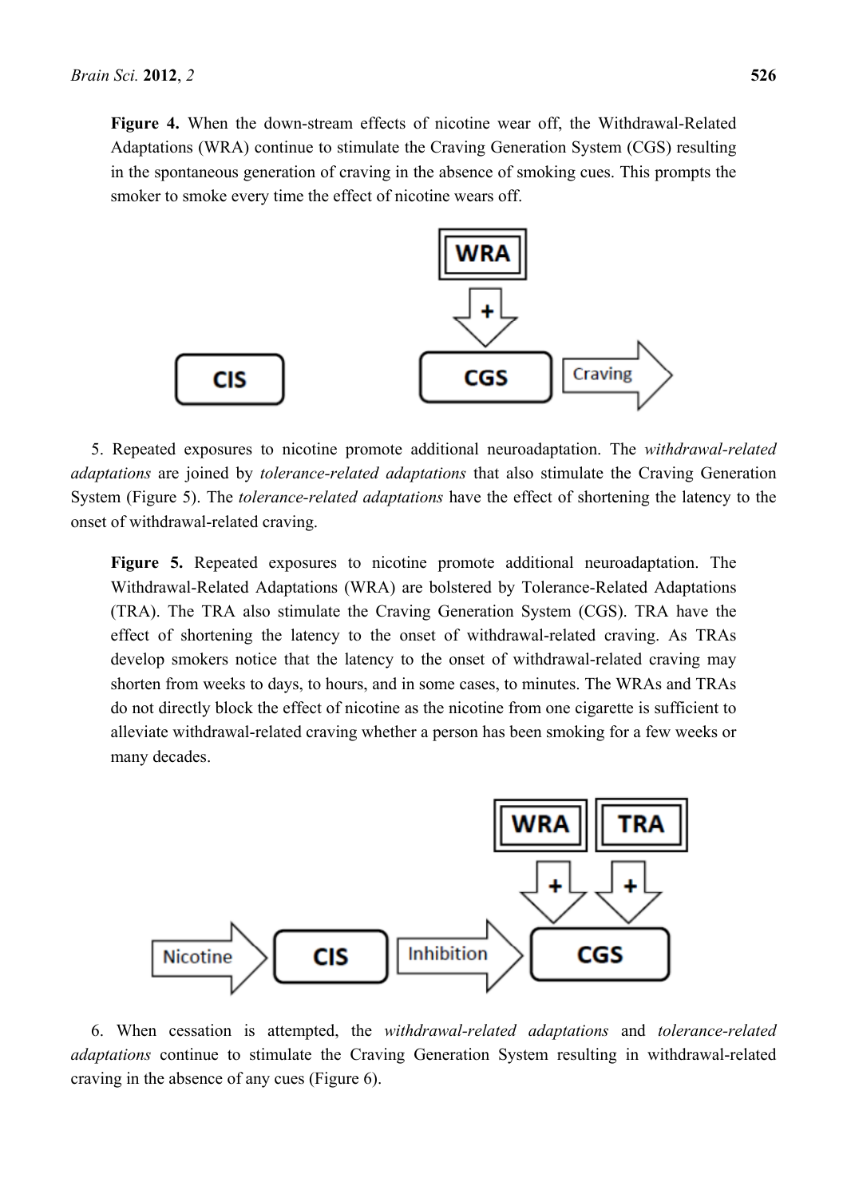**Figure 4.** When the down-stream effects of nicotine wear off, the Withdrawal-Related Adaptations (WRA) continue to stimulate the Craving Generation System (CGS) resulting in the spontaneous generation of craving in the absence of smoking cues. This prompts the smoker to smoke every time the effect of nicotine wears off.

5. Repeated exposures to nicotine promote additional neuroadaptation. The *withdrawal-related adaptations* are joined by *tolerance-related adaptations* that also stimulate the Craving Generation System (Figure 5). The *tolerance-related adaptations* have the effect of shortening the latency to the onset of withdrawal-related craving.

**Figure 5.** Repeated exposures to nicotine promote additional neuroadaptation. The Withdrawal-Related Adaptations (WRA) are bolstered by Tolerance-Related Adaptations (TRA). The TRA also stimulate the Craving Generation System (CGS). TRA have the effect of shortening the latency to the onset of withdrawal-related craving. As TRAs develop smokers notice that the latency to the onset of withdrawal-related craving may shorten from weeks to days, to hours, and in some cases, to minutes. The WRAs and TRAs do not directly block the effect of nicotine as the nicotine from one cigarette is sufficient to alleviate withdrawal-related craving whether a person has been smoking for a few weeks or many decades.

6. When cessation is attempted, the *withdrawal-related adaptations* and *tolerance-related adaptations* continue to stimulate the Craving Generation System resulting in withdrawal-related craving in the absence of any cues (Figure 6).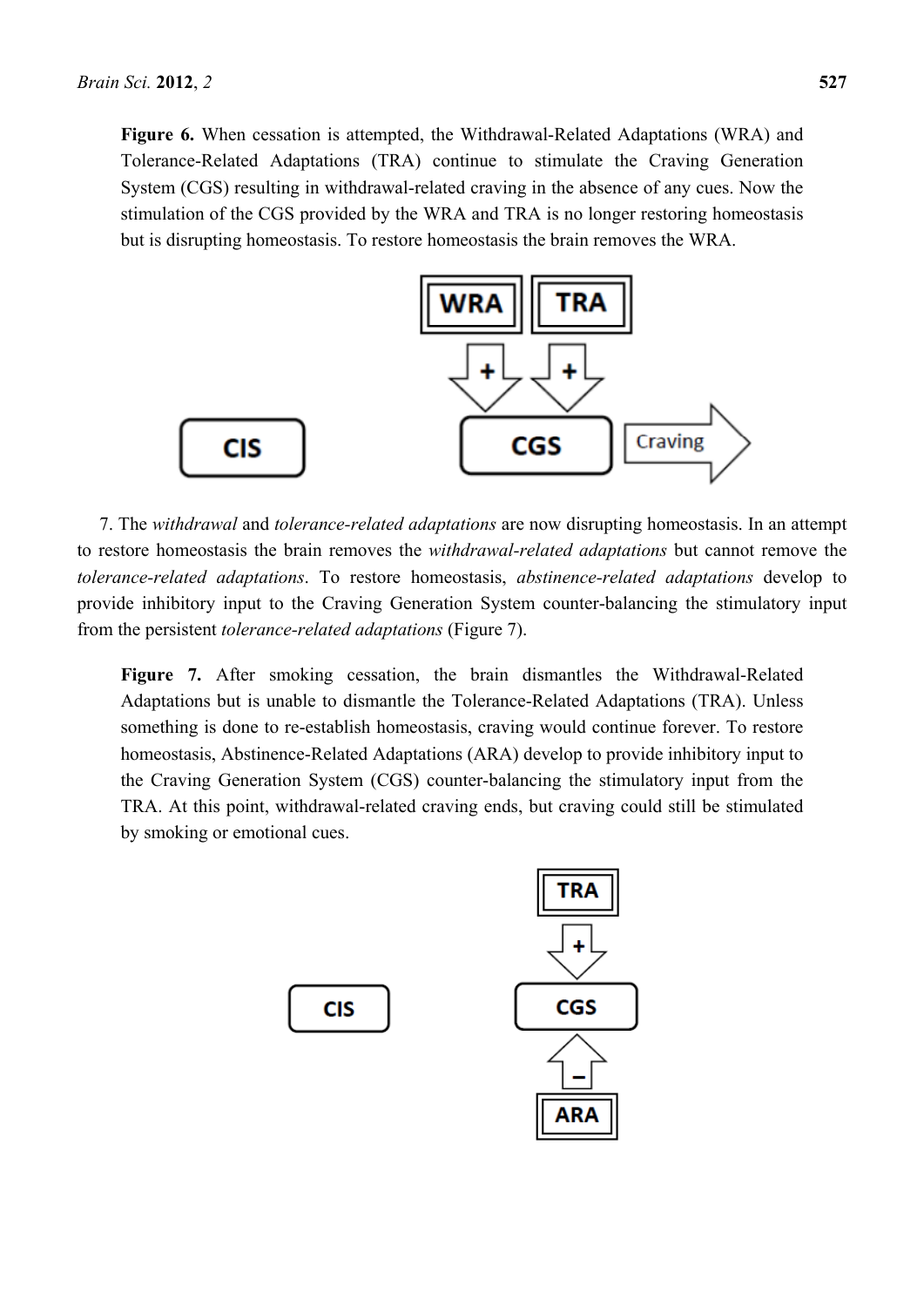**Figure 6.** When cessation is attempted, the Withdrawal-Related Adaptations (WRA) and Tolerance-Related Adaptations (TRA) continue to stimulate the Craving Generation System (CGS) resulting in withdrawal-related craving in the absence of any cues. Now the stimulation of the CGS provided by the WRA and TRA is no longer restoring homeostasis but is disrupting homeostasis. To restore homeostasis the brain removes the WRA.

7. The *withdrawal* and *tolerance-related adaptations* are now disrupting homeostasis. In an attempt to restore homeostasis the brain removes the *withdrawal-related adaptations* but cannot remove the *tolerance-related adaptations*. To restore homeostasis, *abstinence-related adaptations* develop to provide inhibitory input to the Craving Generation System counter-balancing the stimulatory input from the persistent *tolerance-related adaptations* (Figure 7).

**Figure 7.** After smoking cessation, the brain dismantles the Withdrawal-Related Adaptations but is unable to dismantle the Tolerance-Related Adaptations (TRA). Unless something is done to re-establish homeostasis, craving would continue forever. To restore homeostasis, Abstinence-Related Adaptations (ARA) develop to provide inhibitory input to the Craving Generation System (CGS) counter-balancing the stimulatory input from the TRA. At this point, withdrawal-related craving ends, but craving could still be stimulated by smoking or emotional cues.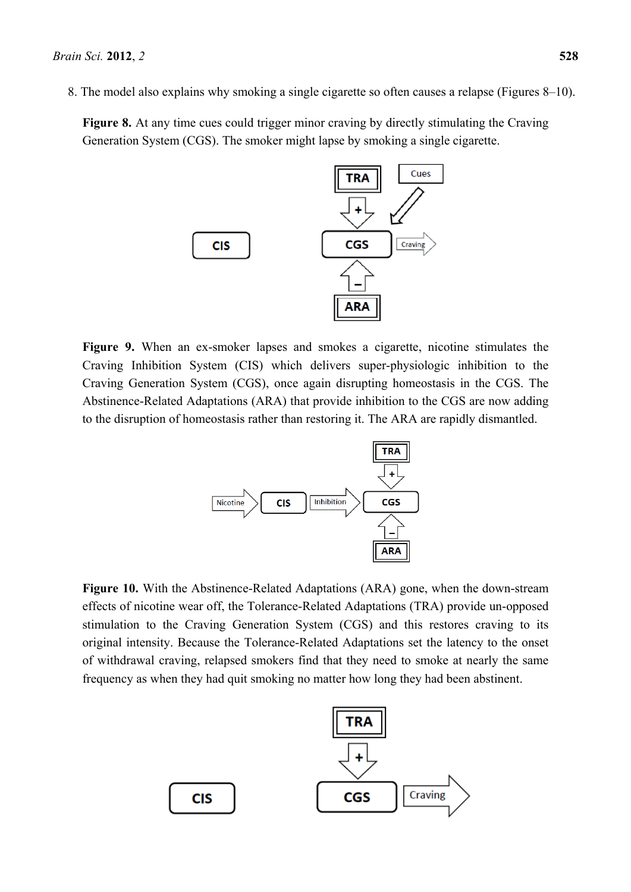8. The model also explains why smoking a single cigarette so often causes a relapse (Figures 8–10).

**Figure 8.** At any time cues could trigger minor craving by directly stimulating the Craving Generation System (CGS). The smoker might lapse by smoking a single cigarette.

**Figure 9.** When an ex-smoker lapses and smokes a cigarette, nicotine stimulates the Craving Inhibition System (CIS) which delivers super-physiologic inhibition to the Craving Generation System (CGS), once again disrupting homeostasis in the CGS. The Abstinence-Related Adaptations (ARA) that provide inhibition to the CGS are now adding to the disruption of homeostasis rather than restoring it. The ARA are rapidly dismantled.

**Figure 10.** With the Abstinence-Related Adaptations (ARA) gone, when the down-stream effects of nicotine wear off, the Tolerance-Related Adaptations (TRA) provide un-opposed stimulation to the Craving Generation System (CGS) and this restores craving to its original intensity. Because the Tolerance-Related Adaptations set the latency to the onset of withdrawal craving, relapsed smokers find that they need to smoke at nearly the same frequency as when they had quit smoking no matter how long they had been abstinent.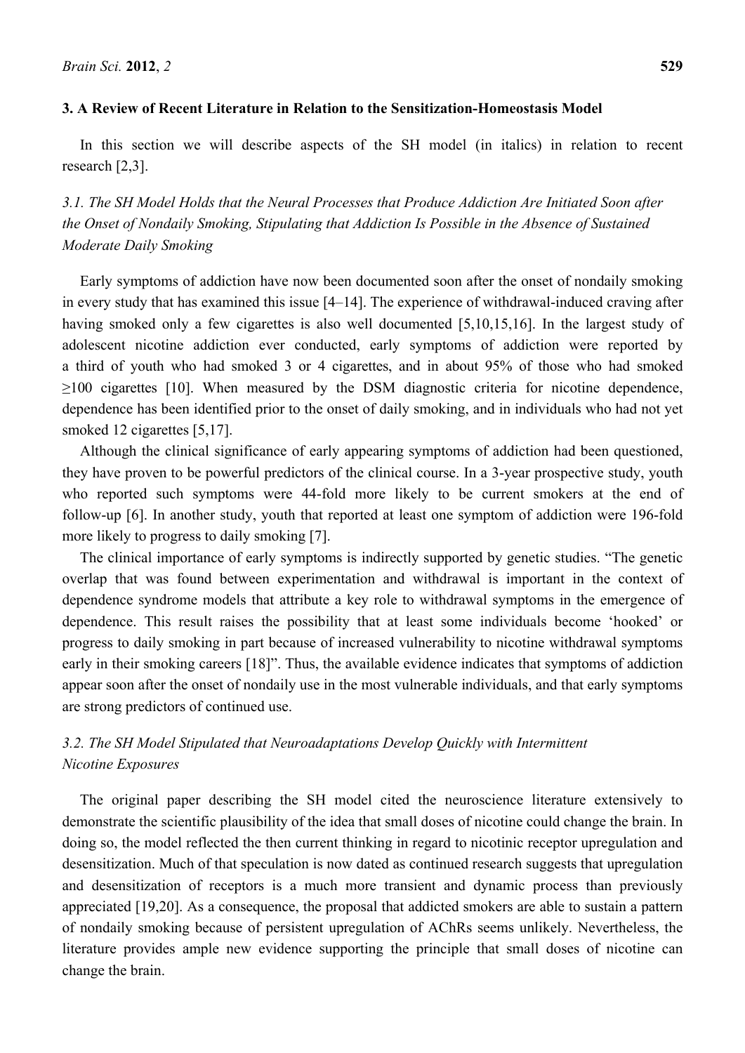## 3. A Review of Recent Literature in Relation to the Sensitization-Homeostasis Model

In this section we will describe aspects of the SH model (in italics) in relation to recent research [2,3].

### *3.1. The SH Model Holds that the Neural Processes that Produce Addiction Are Initiated Soon after the Onset of Nondaily Smoking, Stipulating that Addiction Is Possible in the Absence of Sustained Moderate Daily Smoking*

Early symptoms of addiction have now been documented soon after the onset of nondaily smoking in every study that has examined this issue [4–14]. The experience of withdrawal-induced craving after having smoked only a few cigarettes is also well documented [5,10,15,16]. In the largest study of adolescent nicotine addiction ever conducted, early symptoms of addiction were reported by a third of youth who had smoked 3 or 4 cigarettes, and in about 95% of those who had smoked ≥100 cigarettes [10]. When measured by the DSM diagnostic criteria for nicotine dependence, dependence has been identified prior to the onset of daily smoking, and in individuals who had not yet smoked 12 cigarettes [5,17].

Although the clinical significance of early appearing symptoms of addiction had been questioned, they have proven to be powerful predictors of the clinical course. In a 3-year prospective study, youth who reported such symptoms were 44-fold more likely to be current smokers at the end of follow-up [6]. In another study, youth that reported at least one symptom of addiction were 196-fold more likely to progress to daily smoking [7].

The clinical importance of early symptoms is indirectly supported by genetic studies. "The genetic overlap that was found between experimentation and withdrawal is important in the context of dependence syndrome models that attribute a key role to withdrawal symptoms in the emergence of dependence. This result raises the possibility that at least some individuals become 'hooked' or progress to daily smoking in part because of increased vulnerability to nicotine withdrawal symptoms early in their smoking careers [18]". Thus, the available evidence indicates that symptoms of addiction appear soon after the onset of nondaily use in the most vulnerable individuals, and that early symptoms are strong predictors of continued use.

### *3.2. The SH Model Stipulated that Neuroadaptations Develop Quickly with Intermittent Nicotine Exposures*

The original paper describing the SH model cited the neuroscience literature extensively to demonstrate the scientific plausibility of the idea that small doses of nicotine could change the brain. In doing so, the model reflected the then current thinking in regard to nicotinic receptor upregulation and desensitization. Much of that speculation is now dated as continued research suggests that upregulation and desensitization of receptors is a much more transient and dynamic process than previously appreciated [19,20]. As a consequence, the proposal that addicted smokers are able to sustain a pattern of nondaily smoking because of persistent upregulation of AChRs seems unlikely. Nevertheless, the literature provides ample new evidence supporting the principle that small doses of nicotine can change the brain.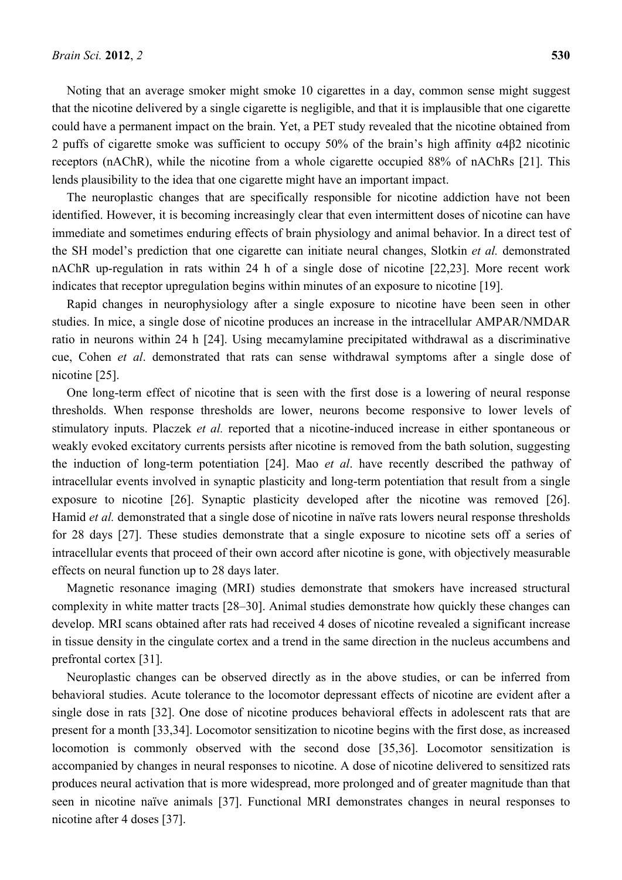Noting that an average smoker might smoke 10 cigarettes in a day, common sense might suggest that the nicotine delivered by a single cigarette is negligible, and that it is implausible that one cigarette could have a permanent impact on the brain. Yet, a PET study revealed that the nicotine obtained from 2 puffs of cigarette smoke was sufficient to occupy 50% of the brain's high affinity $\alpha 4\beta 2$ nicotinic receptors (nAChR), while the nicotine from a whole cigarette occupied 88% of nAChRs [21]. This lends plausibility to the idea that one cigarette might have an important impact.

The neuroplastic changes that are specifically responsible for nicotine addiction have not been identified. However, it is becoming increasingly clear that even intermittent doses of nicotine can have immediate and sometimes enduring effects of brain physiology and animal behavior. In a direct test of the SH model's prediction that one cigarette can initiate neural changes, Slotkin *et al.* demonstrated nAChR up-regulation in rats within 24 h of a single dose of nicotine [22,23]. More recent work indicates that receptor upregulation begins within minutes of an exposure to nicotine [19].

Rapid changes in neurophysiology after a single exposure to nicotine have been seen in other studies. In mice, a single dose of nicotine produces an increase in the intracellular AMPAR/NMDAR ratio in neurons within 24 h [24]. Using mecamylamine precipitated withdrawal as a discriminative cue, Cohen *et al*. demonstrated that rats can sense withdrawal symptoms after a single dose of nicotine [25].

One long-term effect of nicotine that is seen with the first dose is a lowering of neural response thresholds. When response thresholds are lower, neurons become responsive to lower levels of stimulatory inputs. Placzek *et al.* reported that a nicotine-induced increase in either spontaneous or weakly evoked excitatory currents persists after nicotine is removed from the bath solution, suggesting the induction of long-term potentiation [24]. Mao *et al*. have recently described the pathway of intracellular events involved in synaptic plasticity and long-term potentiation that result from a single exposure to nicotine [26]. Synaptic plasticity developed after the nicotine was removed [26]. Hamid *et al.* demonstrated that a single dose of nicotine in naïve rats lowers neural response thresholds for 28 days [27]. These studies demonstrate that a single exposure to nicotine sets off a series of intracellular events that proceed of their own accord after nicotine is gone, with objectively measurable effects on neural function up to 28 days later.

Magnetic resonance imaging (MRI) studies demonstrate that smokers have increased structural complexity in white matter tracts [28–30]. Animal studies demonstrate how quickly these changes can develop. MRI scans obtained after rats had received 4 doses of nicotine revealed a significant increase in tissue density in the cingulate cortex and a trend in the same direction in the nucleus accumbens and prefrontal cortex [31].

Neuroplastic changes can be observed directly as in the above studies, or can be inferred from behavioral studies. Acute tolerance to the locomotor depressant effects of nicotine are evident after a single dose in rats [32]. One dose of nicotine produces behavioral effects in adolescent rats that are present for a month [33,34]. Locomotor sensitization to nicotine begins with the first dose, as increased locomotion is commonly observed with the second dose [35,36]. Locomotor sensitization is accompanied by changes in neural responses to nicotine. A dose of nicotine delivered to sensitized rats produces neural activation that is more widespread, more prolonged and of greater magnitude than that seen in nicotine naïve animals [37]. Functional MRI demonstrates changes in neural responses to nicotine after 4 doses [37].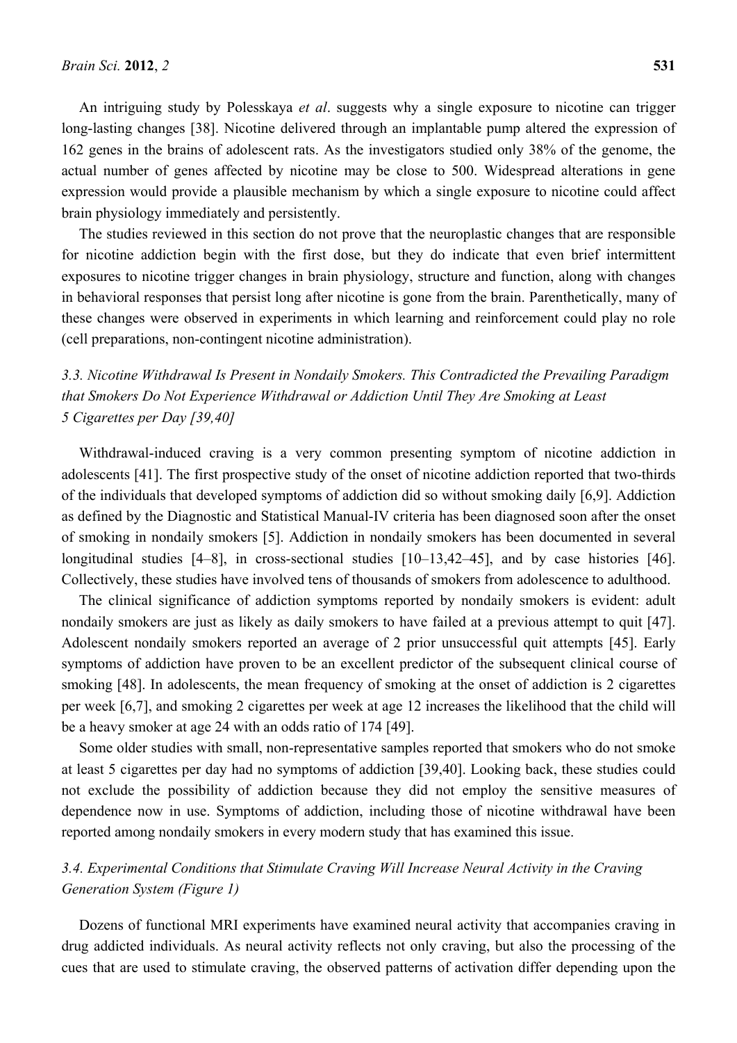An intriguing study by Polesskaya *et al*. suggests why a single exposure to nicotine can trigger long-lasting changes [38]. Nicotine delivered through an implantable pump altered the expression of 162 genes in the brains of adolescent rats. As the investigators studied only 38% of the genome, the actual number of genes affected by nicotine may be close to 500. Widespread alterations in gene expression would provide a plausible mechanism by which a single exposure to nicotine could affect brain physiology immediately and persistently.

The studies reviewed in this section do not prove that the neuroplastic changes that are responsible for nicotine addiction begin with the first dose, but they do indicate that even brief intermittent exposures to nicotine trigger changes in brain physiology, structure and function, along with changes in behavioral responses that persist long after nicotine is gone from the brain. Parenthetically, many of these changes were observed in experiments in which learning and reinforcement could play no role (cell preparations, non-contingent nicotine administration).

### *3.3. Nicotine Withdrawal Is Present in Nondaily Smokers. This Contradicted the Prevailing Paradigm that Smokers Do Not Experience Withdrawal or Addiction Until They Are Smoking at Least 5 Cigarettes per Day [39,40]*

Withdrawal-induced craving is a very common presenting symptom of nicotine addiction in adolescents [41]. The first prospective study of the onset of nicotine addiction reported that two-thirds of the individuals that developed symptoms of addiction did so without smoking daily [6,9]. Addiction as defined by the Diagnostic and Statistical Manual-IV criteria has been diagnosed soon after the onset of smoking in nondaily smokers [5]. Addiction in nondaily smokers has been documented in several longitudinal studies [4–8], in cross-sectional studies [10–13,42–45], and by case histories [46]. Collectively, these studies have involved tens of thousands of smokers from adolescence to adulthood.

The clinical significance of addiction symptoms reported by nondaily smokers is evident: adult nondaily smokers are just as likely as daily smokers to have failed at a previous attempt to quit [47]. Adolescent nondaily smokers reported an average of 2 prior unsuccessful quit attempts [45]. Early symptoms of addiction have proven to be an excellent predictor of the subsequent clinical course of smoking [48]. In adolescents, the mean frequency of smoking at the onset of addiction is 2 cigarettes per week [6,7], and smoking 2 cigarettes per week at age 12 increases the likelihood that the child will be a heavy smoker at age 24 with an odds ratio of 174 [49].

Some older studies with small, non-representative samples reported that smokers who do not smoke at least 5 cigarettes per day had no symptoms of addiction [39,40]. Looking back, these studies could not exclude the possibility of addiction because they did not employ the sensitive measures of dependence now in use. Symptoms of addiction, including those of nicotine withdrawal have been reported among nondaily smokers in every modern study that has examined this issue.

### *3.4. Experimental Conditions that Stimulate Craving Will Increase Neural Activity in the Craving Generation System (Figure 1)*

Dozens of functional MRI experiments have examined neural activity that accompanies craving in drug addicted individuals. As neural activity reflects not only craving, but also the processing of the cues that are used to stimulate craving, the observed patterns of activation differ depending upon the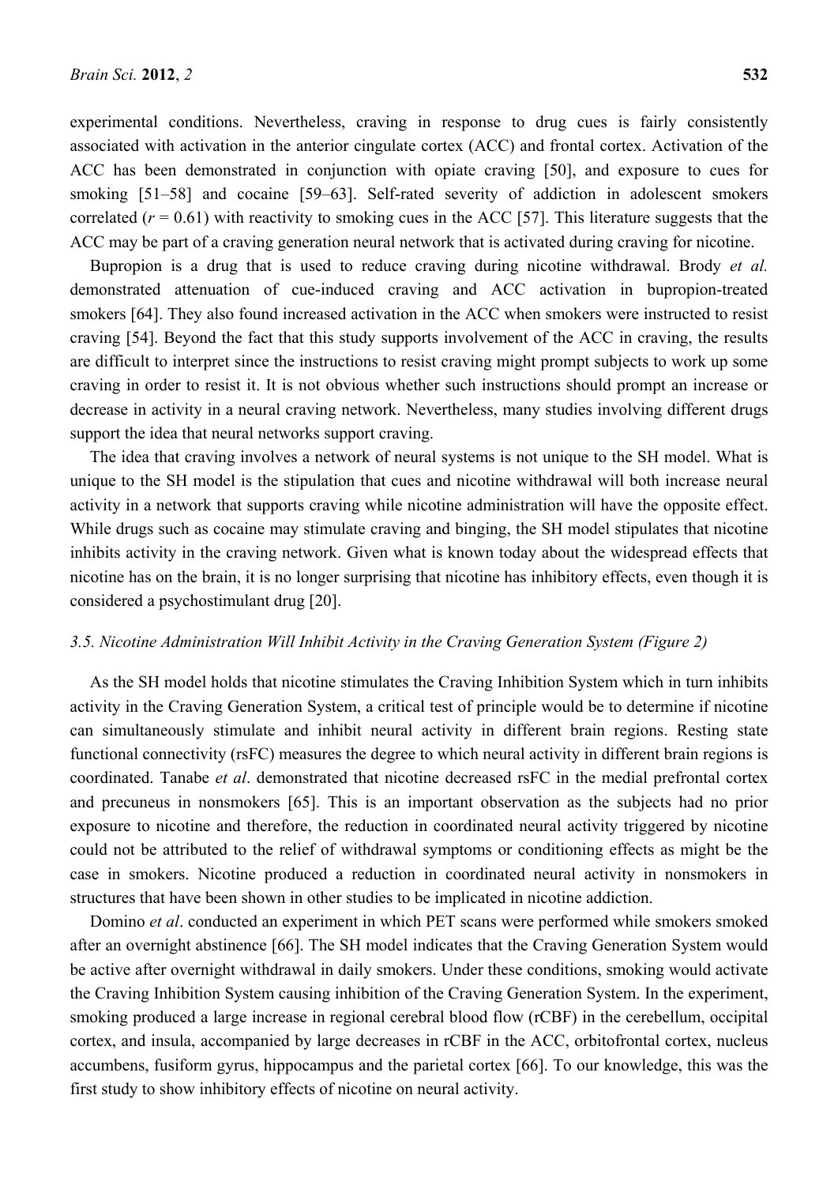experimental conditions. Nevertheless, craving in response to drug cues is fairly consistently associated with activation in the anterior cingulate cortex (ACC) and frontal cortex. Activation of the ACC has been demonstrated in conjunction with opiate craving [50], and exposure to cues for smoking [51–58] and cocaine [59–63]. Self-rated severity of addiction in adolescent smokers correlated ($r = 0.61$) with reactivity to smoking cues in the ACC [57]. This literature suggests that the ACC may be part of a craving generation neural network that is activated during craving for nicotine.

Bupropion is a drug that is used to reduce craving during nicotine withdrawal. Brody *et al.* demonstrated attenuation of cue-induced craving and ACC activation in bupropion-treated smokers [64]. They also found increased activation in the ACC when smokers were instructed to resist craving [54]. Beyond the fact that this study supports involvement of the ACC in craving, the results are difficult to interpret since the instructions to resist craving might prompt subjects to work up some craving in order to resist it. It is not obvious whether such instructions should prompt an increase or decrease in activity in a neural craving network. Nevertheless, many studies involving different drugs support the idea that neural networks support craving.

The idea that craving involves a network of neural systems is not unique to the SH model. What is unique to the SH model is the stipulation that cues and nicotine withdrawal will both increase neural activity in a network that supports craving while nicotine administration will have the opposite effect. While drugs such as cocaine may stimulate craving and binging, the SH model stipulates that nicotine inhibits activity in the craving network. Given what is known today about the widespread effects that nicotine has on the brain, it is no longer surprising that nicotine has inhibitory effects, even though it is considered a psychostimulant drug [20].

### *3.5. Nicotine Administration Will Inhibit Activity in the Craving Generation System (Figure 2)*

As the SH model holds that nicotine stimulates the Craving Inhibition System which in turn inhibits activity in the Craving Generation System, a critical test of principle would be to determine if nicotine can simultaneously stimulate and inhibit neural activity in different brain regions. Resting state functional connectivity (rsFC) measures the degree to which neural activity in different brain regions is coordinated. Tanabe *et al*. demonstrated that nicotine decreased rsFC in the medial prefrontal cortex and precuneus in nonsmokers [65]. This is an important observation as the subjects had no prior exposure to nicotine and therefore, the reduction in coordinated neural activity triggered by nicotine could not be attributed to the relief of withdrawal symptoms or conditioning effects as might be the case in smokers. Nicotine produced a reduction in coordinated neural activity in nonsmokers in structures that have been shown in other studies to be implicated in nicotine addiction.

Domino *et al*. conducted an experiment in which PET scans were performed while smokers smoked after an overnight abstinence [66]. The SH model indicates that the Craving Generation System would be active after overnight withdrawal in daily smokers. Under these conditions, smoking would activate the Craving Inhibition System causing inhibition of the Craving Generation System. In the experiment, smoking produced a large increase in regional cerebral blood flow (rCBF) in the cerebellum, occipital cortex, and insula, accompanied by large decreases in rCBF in the ACC, orbitofrontal cortex, nucleus accumbens, fusiform gyrus, hippocampus and the parietal cortex [66]. To our knowledge, this was the first study to show inhibitory effects of nicotine on neural activity.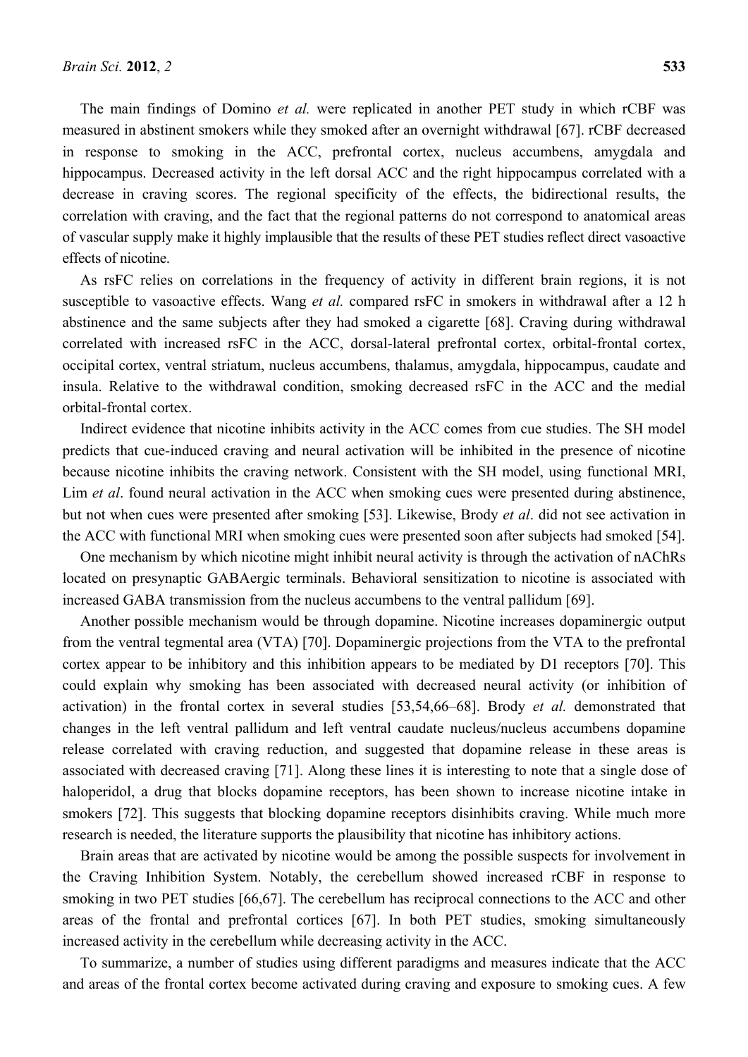The main findings of Domino *et al.* were replicated in another PET study in which rCBF was measured in abstinent smokers while they smoked after an overnight withdrawal [67]. rCBF decreased in response to smoking in the ACC, prefrontal cortex, nucleus accumbens, amygdala and hippocampus. Decreased activity in the left dorsal ACC and the right hippocampus correlated with a decrease in craving scores. The regional specificity of the effects, the bidirectional results, the correlation with craving, and the fact that the regional patterns do not correspond to anatomical areas of vascular supply make it highly implausible that the results of these PET studies reflect direct vasoactive effects of nicotine.

As rsFC relies on correlations in the frequency of activity in different brain regions, it is not susceptible to vasoactive effects. Wang *et al.* compared rsFC in smokers in withdrawal after a 12 h abstinence and the same subjects after they had smoked a cigarette [68]. Craving during withdrawal correlated with increased rsFC in the ACC, dorsal-lateral prefrontal cortex, orbital-frontal cortex, occipital cortex, ventral striatum, nucleus accumbens, thalamus, amygdala, hippocampus, caudate and insula. Relative to the withdrawal condition, smoking decreased rsFC in the ACC and the medial orbital-frontal cortex.

Indirect evidence that nicotine inhibits activity in the ACC comes from cue studies. The SH model predicts that cue-induced craving and neural activation will be inhibited in the presence of nicotine because nicotine inhibits the craving network. Consistent with the SH model, using functional MRI, Lim *et al*. found neural activation in the ACC when smoking cues were presented during abstinence, but not when cues were presented after smoking [53]. Likewise, Brody *et al*. did not see activation in the ACC with functional MRI when smoking cues were presented soon after subjects had smoked [54].

One mechanism by which nicotine might inhibit neural activity is through the activation of nAChRs located on presynaptic GABAergic terminals. Behavioral sensitization to nicotine is associated with increased GABA transmission from the nucleus accumbens to the ventral pallidum [69].

Another possible mechanism would be through dopamine. Nicotine increases dopaminergic output from the ventral tegmental area (VTA) [70]. Dopaminergic projections from the VTA to the prefrontal cortex appear to be inhibitory and this inhibition appears to be mediated by D1 receptors [70]. This could explain why smoking has been associated with decreased neural activity (or inhibition of activation) in the frontal cortex in several studies [53,54,66–68]. Brody *et al.* demonstrated that changes in the left ventral pallidum and left ventral caudate nucleus/nucleus accumbens dopamine release correlated with craving reduction, and suggested that dopamine release in these areas is associated with decreased craving [71]. Along these lines it is interesting to note that a single dose of haloperidol, a drug that blocks dopamine receptors, has been shown to increase nicotine intake in smokers [72]. This suggests that blocking dopamine receptors disinhibits craving. While much more research is needed, the literature supports the plausibility that nicotine has inhibitory actions.

Brain areas that are activated by nicotine would be among the possible suspects for involvement in the Craving Inhibition System. Notably, the cerebellum showed increased rCBF in response to smoking in two PET studies [66,67]. The cerebellum has reciprocal connections to the ACC and other areas of the frontal and prefrontal cortices [67]. In both PET studies, smoking simultaneously increased activity in the cerebellum while decreasing activity in the ACC.

To summarize, a number of studies using different paradigms and measures indicate that the ACC and areas of the frontal cortex become activated during craving and exposure to smoking cues. A few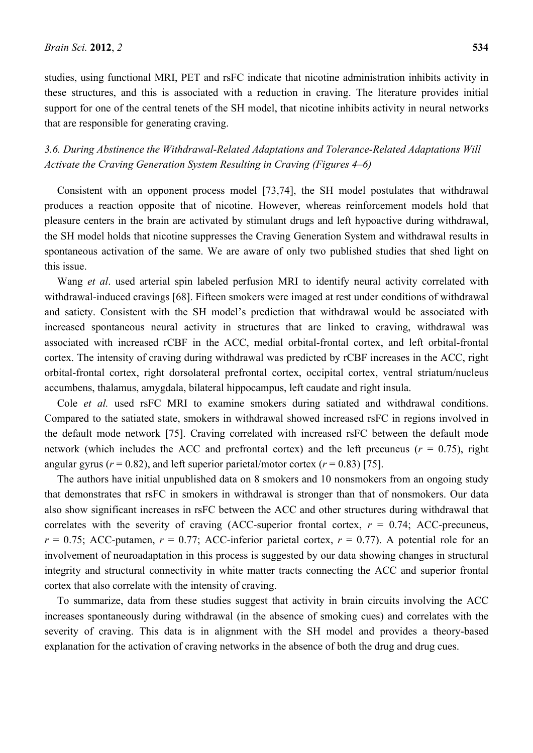studies, using functional MRI, PET and rsFC indicate that nicotine administration inhibits activity in these structures, and this is associated with a reduction in craving. The literature provides initial support for one of the central tenets of the SH model, that nicotine inhibits activity in neural networks that are responsible for generating craving.

### *3.6. During Abstinence the Withdrawal-Related Adaptations and Tolerance-Related Adaptations Will Activate the Craving Generation System Resulting in Craving (Figures 4–6)*

Consistent with an opponent process model [73,74], the SH model postulates that withdrawal produces a reaction opposite that of nicotine. However, whereas reinforcement models hold that pleasure centers in the brain are activated by stimulant drugs and left hypoactive during withdrawal, the SH model holds that nicotine suppresses the Craving Generation System and withdrawal results in spontaneous activation of the same. We are aware of only two published studies that shed light on this issue.

Wang *et al*. used arterial spin labeled perfusion MRI to identify neural activity correlated with withdrawal-induced cravings [68]. Fifteen smokers were imaged at rest under conditions of withdrawal and satiety. Consistent with the SH model's prediction that withdrawal would be associated with increased spontaneous neural activity in structures that are linked to craving, withdrawal was associated with increased rCBF in the ACC, medial orbital-frontal cortex, and left orbital-frontal cortex. The intensity of craving during withdrawal was predicted by rCBF increases in the ACC, right orbital-frontal cortex, right dorsolateral prefrontal cortex, occipital cortex, ventral striatum/nucleus accumbens, thalamus, amygdala, bilateral hippocampus, left caudate and right insula.

Cole *et al.* used rsFC MRI to examine smokers during satiated and withdrawal conditions. Compared to the satiated state, smokers in withdrawal showed increased rsFC in regions involved in the default mode network [75]. Craving correlated with increased rsFC between the default mode network (which includes the ACC and prefrontal cortex) and the left precuneus ($r$ = 0.75), right angular gyrus ($r$ = 0.82), and left superior parietal/motor cortex ($r$ = 0.83) [75].

The authors have initial unpublished data on 8 smokers and 10 nonsmokers from an ongoing study that demonstrates that rsFC in smokers in withdrawal is stronger than that of nonsmokers. Our data also show significant increases in rsFC between the ACC and other structures during withdrawal that correlates with the severity of craving (ACC-superior frontal cortex, $r$ = 0.74; ACC-precuneus, $r$ = 0.75; ACC-putamen, $r$ = 0.77; ACC-inferior parietal cortex, $r$ = 0.77). A potential role for an involvement of neuroadaptation in this process is suggested by our data showing changes in structural integrity and structural connectivity in white matter tracts connecting the ACC and superior frontal cortex that also correlate with the intensity of craving.

To summarize, data from these studies suggest that activity in brain circuits involving the ACC increases spontaneously during withdrawal (in the absence of smoking cues) and correlates with the severity of craving. This data is in alignment with the SH model and provides a theory-based explanation for the activation of craving networks in the absence of both the drug and drug cues.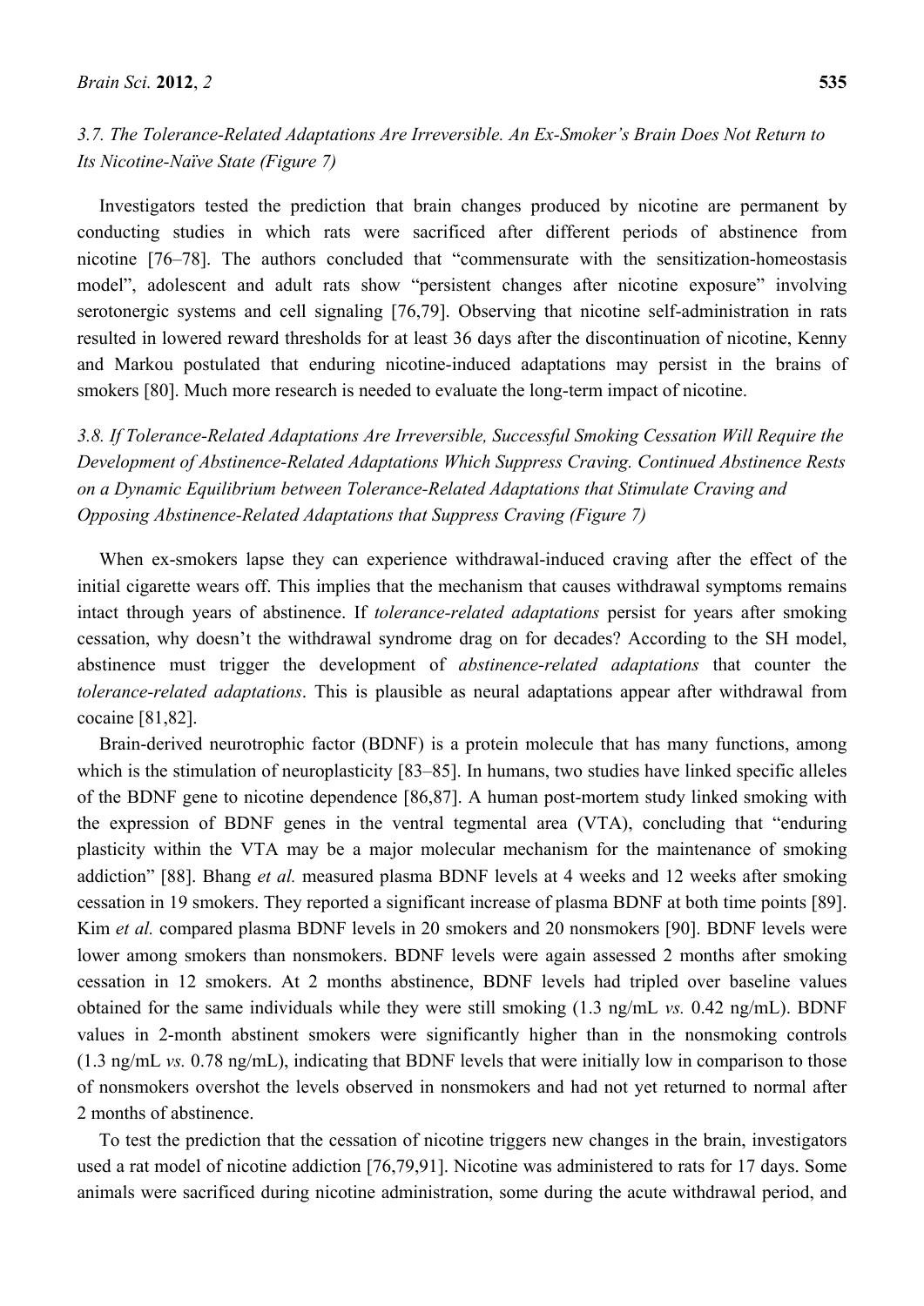### *3.7. The Tolerance-Related Adaptations Are Irreversible. An Ex-Smoker's Brain Does Not Return to Its Nicotine-Naïve State (Figure 7)*

Investigators tested the prediction that brain changes produced by nicotine are permanent by conducting studies in which rats were sacrificed after different periods of abstinence from nicotine [76–78]. The authors concluded that "commensurate with the sensitization-homeostasis model", adolescent and adult rats show "persistent changes after nicotine exposure" involving serotonergic systems and cell signaling [76,79]. Observing that nicotine self-administration in rats resulted in lowered reward thresholds for at least 36 days after the discontinuation of nicotine, Kenny and Markou postulated that enduring nicotine-induced adaptations may persist in the brains of smokers [80]. Much more research is needed to evaluate the long-term impact of nicotine.

### *3.8. If Tolerance-Related Adaptations Are Irreversible, Successful Smoking Cessation Will Require the Development of Abstinence-Related Adaptations Which Suppress Craving. Continued Abstinence Rests on a Dynamic Equilibrium between Tolerance-Related Adaptations that Stimulate Craving and Opposing Abstinence-Related Adaptations that Suppress Craving (Figure 7)*

When ex-smokers lapse they can experience withdrawal-induced craving after the effect of the initial cigarette wears off. This implies that the mechanism that causes withdrawal symptoms remains intact through years of abstinence. If *tolerance-related adaptations* persist for years after smoking cessation, why doesn't the withdrawal syndrome drag on for decades? According to the SH model, abstinence must trigger the development of *abstinence-related adaptations* that counter the *tolerance-related adaptations*. This is plausible as neural adaptations appear after withdrawal from cocaine [81,82].

Brain-derived neurotrophic factor (BDNF) is a protein molecule that has many functions, among which is the stimulation of neuroplasticity [83–85]. In humans, two studies have linked specific alleles of the BDNF gene to nicotine dependence [86,87]. A human post-mortem study linked smoking with the expression of BDNF genes in the ventral tegmental area (VTA), concluding that "enduring plasticity within the VTA may be a major molecular mechanism for the maintenance of smoking addiction" [88]. Bhang *et al.* measured plasma BDNF levels at 4 weeks and 12 weeks after smoking cessation in 19 smokers. They reported a significant increase of plasma BDNF at both time points [89]. Kim *et al.* compared plasma BDNF levels in 20 smokers and 20 nonsmokers [90]. BDNF levels were lower among smokers than nonsmokers. BDNF levels were again assessed 2 months after smoking cessation in 12 smokers. At 2 months abstinence, BDNF levels had tripled over baseline values obtained for the same individuals while they were still smoking (1.3 ng/mL *vs.* 0.42 ng/mL). BDNF values in 2-month abstinent smokers were significantly higher than in the nonsmoking controls (1.3 ng/mL *vs.* 0.78 ng/mL), indicating that BDNF levels that were initially low in comparison to those of nonsmokers overshot the levels observed in nonsmokers and had not yet returned to normal after 2 months of abstinence.

To test the prediction that the cessation of nicotine triggers new changes in the brain, investigators used a rat model of nicotine addiction [76,79,91]. Nicotine was administered to rats for 17 days. Some animals were sacrificed during nicotine administration, some during the acute withdrawal period, and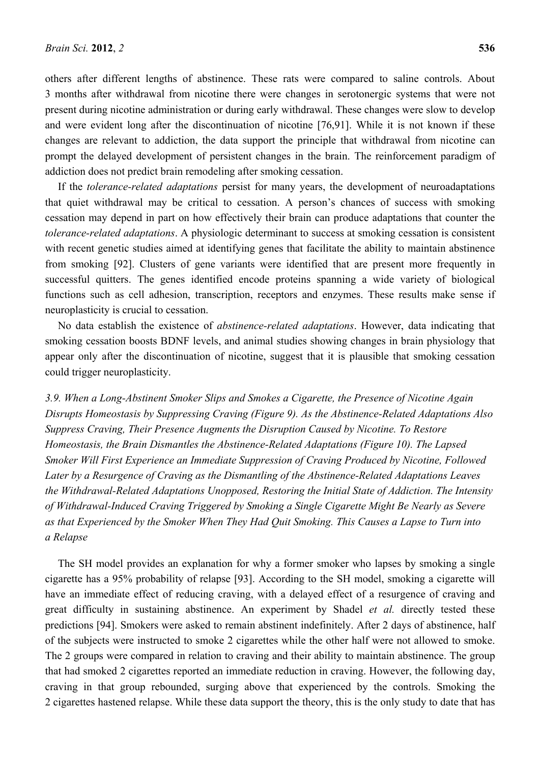others after different lengths of abstinence. These rats were compared to saline controls. About 3 months after withdrawal from nicotine there were changes in serotonergic systems that were not present during nicotine administration or during early withdrawal. These changes were slow to develop and were evident long after the discontinuation of nicotine [76,91]. While it is not known if these changes are relevant to addiction, the data support the principle that withdrawal from nicotine can prompt the delayed development of persistent changes in the brain. The reinforcement paradigm of addiction does not predict brain remodeling after smoking cessation.

If the *tolerance-related adaptations* persist for many years, the development of neuroadaptations that quiet withdrawal may be critical to cessation. A person's chances of success with smoking cessation may depend in part on how effectively their brain can produce adaptations that counter the *tolerance-related adaptations*. A physiologic determinant to success at smoking cessation is consistent with recent genetic studies aimed at identifying genes that facilitate the ability to maintain abstinence from smoking [92]. Clusters of gene variants were identified that are present more frequently in successful quitters. The genes identified encode proteins spanning a wide variety of biological functions such as cell adhesion, transcription, receptors and enzymes. These results make sense if neuroplasticity is crucial to cessation.

No data establish the existence of *abstinence-related adaptations*. However, data indicating that smoking cessation boosts BDNF levels, and animal studies showing changes in brain physiology that appear only after the discontinuation of nicotine, suggest that it is plausible that smoking cessation could trigger neuroplasticity.

### *3.9. When a Long-Abstinent Smoker Slips and Smokes a Cigarette, the Presence of Nicotine Again Disrupts Homeostasis by Suppressing Craving (Figure 9). As the Abstinence-Related Adaptations Also Suppress Craving, Their Presence Augments the Disruption Caused by Nicotine. To Restore Homeostasis, the Brain Dismantles the Abstinence-Related Adaptations (Figure 10). The Lapsed Smoker Will First Experience an Immediate Suppression of Craving Produced by Nicotine, Followed Later by a Resurgence of Craving as the Dismantling of the Abstinence-Related Adaptations Leaves the Withdrawal-Related Adaptations Unopposed, Restoring the Initial State of Addiction. The Intensity of Withdrawal-Induced Craving Triggered by Smoking a Single Cigarette Might Be Nearly as Severe as that Experienced by the Smoker When They Had Quit Smoking. This Causes a Lapse to Turn into a Relapse*

The SH model provides an explanation for why a former smoker who lapses by smoking a single cigarette has a 95% probability of relapse [93]. According to the SH model, smoking a cigarette will have an immediate effect of reducing craving, with a delayed effect of a resurgence of craving and great difficulty in sustaining abstinence. An experiment by Shadel *et al.* directly tested these predictions [94]. Smokers were asked to remain abstinent indefinitely. After 2 days of abstinence, half of the subjects were instructed to smoke 2 cigarettes while the other half were not allowed to smoke. The 2 groups were compared in relation to craving and their ability to maintain abstinence. The group that had smoked 2 cigarettes reported an immediate reduction in craving. However, the following day, craving in that group rebounded, surging above that experienced by the controls. Smoking the 2 cigarettes hastened relapse. While these data support the theory, this is the only study to date that has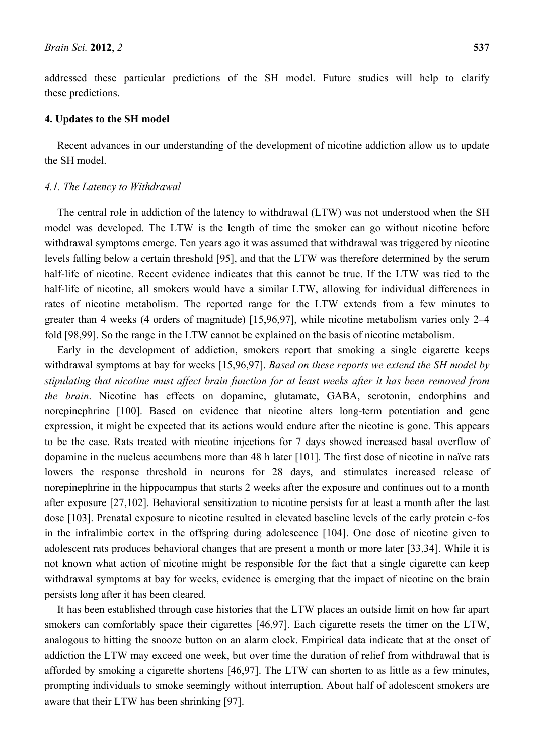addressed these particular predictions of the SH model. Future studies will help to clarify these predictions.

## 4. Updates to the SH model

Recent advances in our understanding of the development of nicotine addiction allow us to update the SH model.

### *4.1. The Latency to Withdrawal*

The central role in addiction of the latency to withdrawal (LTW) was not understood when the SH model was developed. The LTW is the length of time the smoker can go without nicotine before withdrawal symptoms emerge. Ten years ago it was assumed that withdrawal was triggered by nicotine levels falling below a certain threshold [95], and that the LTW was therefore determined by the serum half-life of nicotine. Recent evidence indicates that this cannot be true. If the LTW was tied to the half-life of nicotine, all smokers would have a similar LTW, allowing for individual differences in rates of nicotine metabolism. The reported range for the LTW extends from a few minutes to greater than 4 weeks (4 orders of magnitude) [15,96,97], while nicotine metabolism varies only 2–4 fold [98,99]. So the range in the LTW cannot be explained on the basis of nicotine metabolism.

Early in the development of addiction, smokers report that smoking a single cigarette keeps withdrawal symptoms at bay for weeks [15,96,97]. *Based on these reports we extend the SH model by stipulating that nicotine must affect brain function for at least weeks after it has been removed from the brain*. Nicotine has effects on dopamine, glutamate, GABA, serotonin, endorphins and norepinephrine [100]. Based on evidence that nicotine alters long-term potentiation and gene expression, it might be expected that its actions would endure after the nicotine is gone. This appears to be the case. Rats treated with nicotine injections for 7 days showed increased basal overflow of dopamine in the nucleus accumbens more than 48 h later [101]. The first dose of nicotine in naïve rats lowers the response threshold in neurons for 28 days, and stimulates increased release of norepinephrine in the hippocampus that starts 2 weeks after the exposure and continues out to a month after exposure [27,102]. Behavioral sensitization to nicotine persists for at least a month after the last dose [103]. Prenatal exposure to nicotine resulted in elevated baseline levels of the early protein c-fos in the infralimbic cortex in the offspring during adolescence [104]. One dose of nicotine given to adolescent rats produces behavioral changes that are present a month or more later [33,34]. While it is not known what action of nicotine might be responsible for the fact that a single cigarette can keep withdrawal symptoms at bay for weeks, evidence is emerging that the impact of nicotine on the brain persists long after it has been cleared.

It has been established through case histories that the LTW places an outside limit on how far apart smokers can comfortably space their cigarettes [46,97]. Each cigarette resets the timer on the LTW, analogous to hitting the snooze button on an alarm clock. Empirical data indicate that at the onset of addiction the LTW may exceed one week, but over time the duration of relief from withdrawal that is afforded by smoking a cigarette shortens [46,97]. The LTW can shorten to as little as a few minutes, prompting individuals to smoke seemingly without interruption. About half of adolescent smokers are aware that their LTW has been shrinking [97].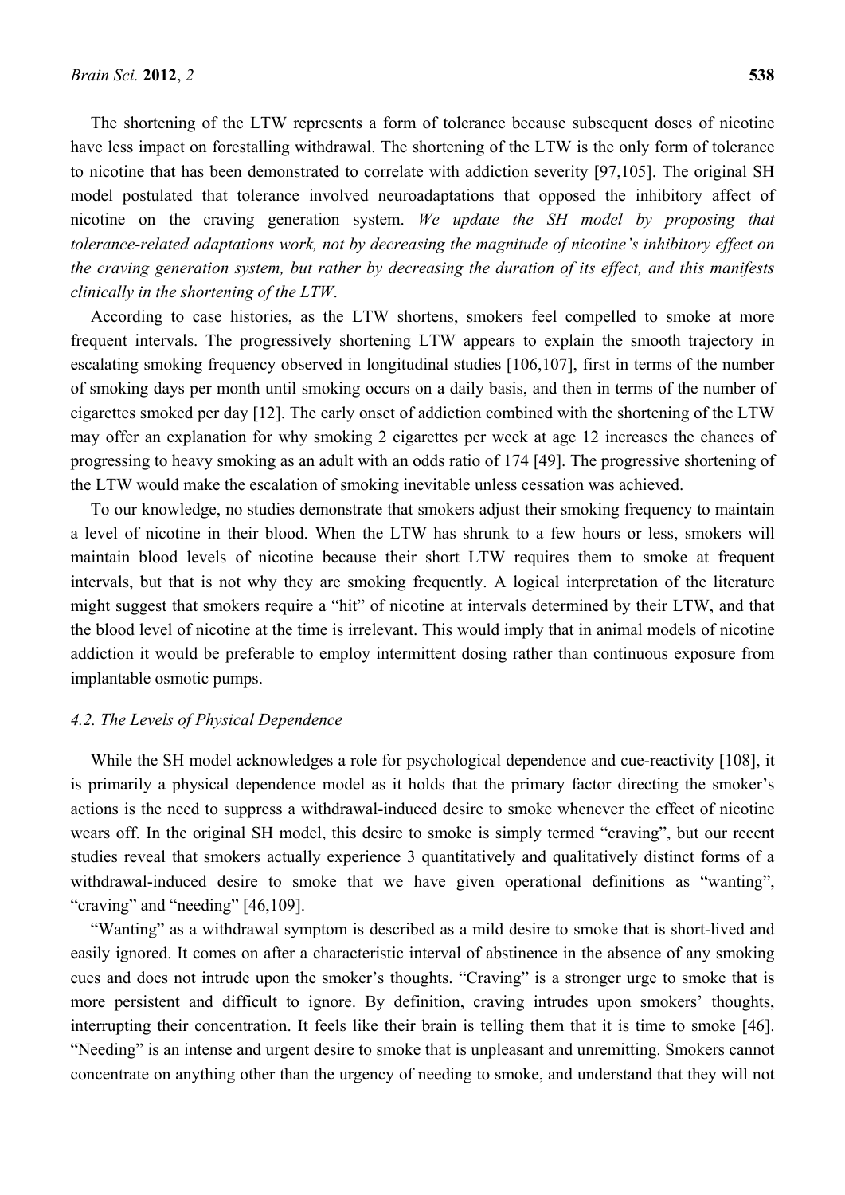The shortening of the LTW represents a form of tolerance because subsequent doses of nicotine have less impact on forestalling withdrawal. The shortening of the LTW is the only form of tolerance to nicotine that has been demonstrated to correlate with addiction severity [97,105]. The original SH model postulated that tolerance involved neuroadaptations that opposed the inhibitory affect of nicotine on the craving generation system. *We update the SH model by proposing that tolerance-related adaptations work, not by decreasing the magnitude of nicotine's inhibitory effect on the craving generation system, but rather by decreasing the duration of its effect, and this manifests clinically in the shortening of the LTW*.

According to case histories, as the LTW shortens, smokers feel compelled to smoke at more frequent intervals. The progressively shortening LTW appears to explain the smooth trajectory in escalating smoking frequency observed in longitudinal studies [106,107], first in terms of the number of smoking days per month until smoking occurs on a daily basis, and then in terms of the number of cigarettes smoked per day [12]. The early onset of addiction combined with the shortening of the LTW may offer an explanation for why smoking 2 cigarettes per week at age 12 increases the chances of progressing to heavy smoking as an adult with an odds ratio of 174 [49]. The progressive shortening of the LTW would make the escalation of smoking inevitable unless cessation was achieved.

To our knowledge, no studies demonstrate that smokers adjust their smoking frequency to maintain a level of nicotine in their blood. When the LTW has shrunk to a few hours or less, smokers will maintain blood levels of nicotine because their short LTW requires them to smoke at frequent intervals, but that is not why they are smoking frequently. A logical interpretation of the literature might suggest that smokers require a "hit" of nicotine at intervals determined by their LTW, and that the blood level of nicotine at the time is irrelevant. This would imply that in animal models of nicotine addiction it would be preferable to employ intermittent dosing rather than continuous exposure from implantable osmotic pumps.

### *4.2. The Levels of Physical Dependence*

While the SH model acknowledges a role for psychological dependence and cue-reactivity [108], it is primarily a physical dependence model as it holds that the primary factor directing the smoker's actions is the need to suppress a withdrawal-induced desire to smoke whenever the effect of nicotine wears off. In the original SH model, this desire to smoke is simply termed "craving", but our recent studies reveal that smokers actually experience 3 quantitatively and qualitatively distinct forms of a withdrawal-induced desire to smoke that we have given operational definitions as "wanting", "craving" and "needing" [46,109].

"Wanting" as a withdrawal symptom is described as a mild desire to smoke that is short-lived and easily ignored. It comes on after a characteristic interval of abstinence in the absence of any smoking cues and does not intrude upon the smoker's thoughts. "Craving" is a stronger urge to smoke that is more persistent and difficult to ignore. By definition, craving intrudes upon smokers' thoughts, interrupting their concentration. It feels like their brain is telling them that it is time to smoke [46]. "Needing" is an intense and urgent desire to smoke that is unpleasant and unremitting. Smokers cannot concentrate on anything other than the urgency of needing to smoke, and understand that they will not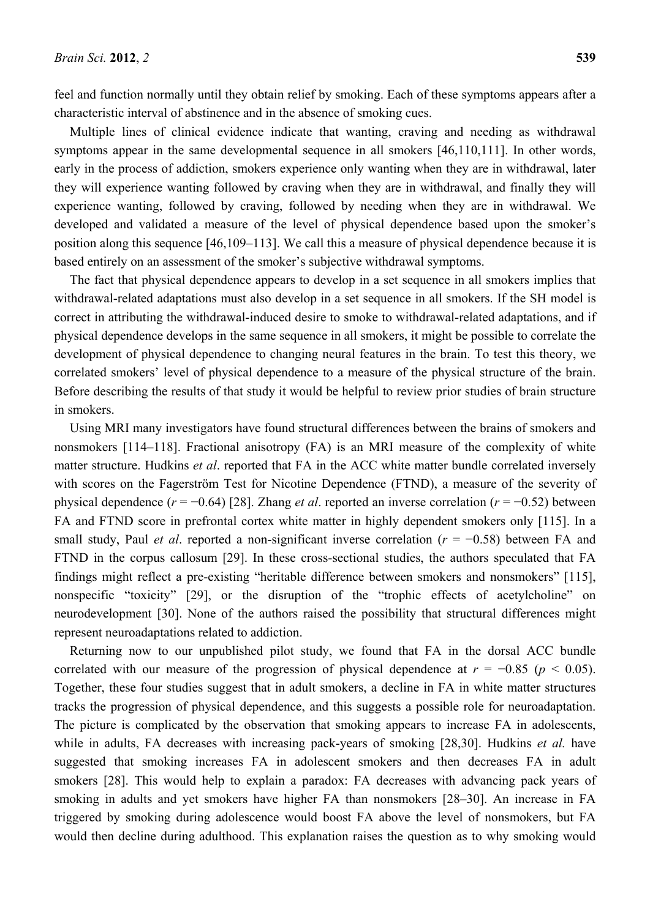feel and function normally until they obtain relief by smoking. Each of these symptoms appears after a characteristic interval of abstinence and in the absence of smoking cues.

Multiple lines of clinical evidence indicate that wanting, craving and needing as withdrawal symptoms appear in the same developmental sequence in all smokers [46,110,111]. In other words, early in the process of addiction, smokers experience only wanting when they are in withdrawal, later they will experience wanting followed by craving when they are in withdrawal, and finally they will experience wanting, followed by craving, followed by needing when they are in withdrawal. We developed and validated a measure of the level of physical dependence based upon the smoker's position along this sequence [46,109–113]. We call this a measure of physical dependence because it is based entirely on an assessment of the smoker's subjective withdrawal symptoms.

The fact that physical dependence appears to develop in a set sequence in all smokers implies that withdrawal-related adaptations must also develop in a set sequence in all smokers. If the SH model is correct in attributing the withdrawal-induced desire to smoke to withdrawal-related adaptations, and if physical dependence develops in the same sequence in all smokers, it might be possible to correlate the development of physical dependence to changing neural features in the brain. To test this theory, we correlated smokers' level of physical dependence to a measure of the physical structure of the brain. Before describing the results of that study it would be helpful to review prior studies of brain structure in smokers.

Using MRI many investigators have found structural differences between the brains of smokers and nonsmokers [114–118]. Fractional anisotropy (FA) is an MRI measure of the complexity of white matter structure. Hudkins *et al*. reported that FA in the ACC white matter bundle correlated inversely with scores on the Fagerström Test for Nicotine Dependence (FTND), a measure of the severity of physical dependence ($r = -0.64$) [28]. Zhang *et al*. reported an inverse correlation ($r = -0.52$) between FA and FTND score in prefrontal cortex white matter in highly dependent smokers only [115]. In a small study, Paul *et al*. reported a non-significant inverse correlation ($r = -0.58$) between FA and FTND in the corpus callosum [29]. In these cross-sectional studies, the authors speculated that FA findings might reflect a pre-existing "heritable difference between smokers and nonsmokers" [115], nonspecific "toxicity" [29], or the disruption of the "trophic effects of acetylcholine" on neurodevelopment [30]. None of the authors raised the possibility that structural differences might represent neuroadaptations related to addiction.

Returning now to our unpublished pilot study, we found that FA in the dorsal ACC bundle correlated with our measure of the progression of physical dependence at $r = -0.85$ ($p < 0.05$). Together, these four studies suggest that in adult smokers, a decline in FA in white matter structures tracks the progression of physical dependence, and this suggests a possible role for neuroadaptation. The picture is complicated by the observation that smoking appears to increase FA in adolescents, while in adults, FA decreases with increasing pack-years of smoking [28,30]. Hudkins *et al.* have suggested that smoking increases FA in adolescent smokers and then decreases FA in adult smokers [28]. This would help to explain a paradox: FA decreases with advancing pack years of smoking in adults and yet smokers have higher FA than nonsmokers [28–30]. An increase in FA triggered by smoking during adolescence would boost FA above the level of nonsmokers, but FA would then decline during adulthood. This explanation raises the question as to why smoking would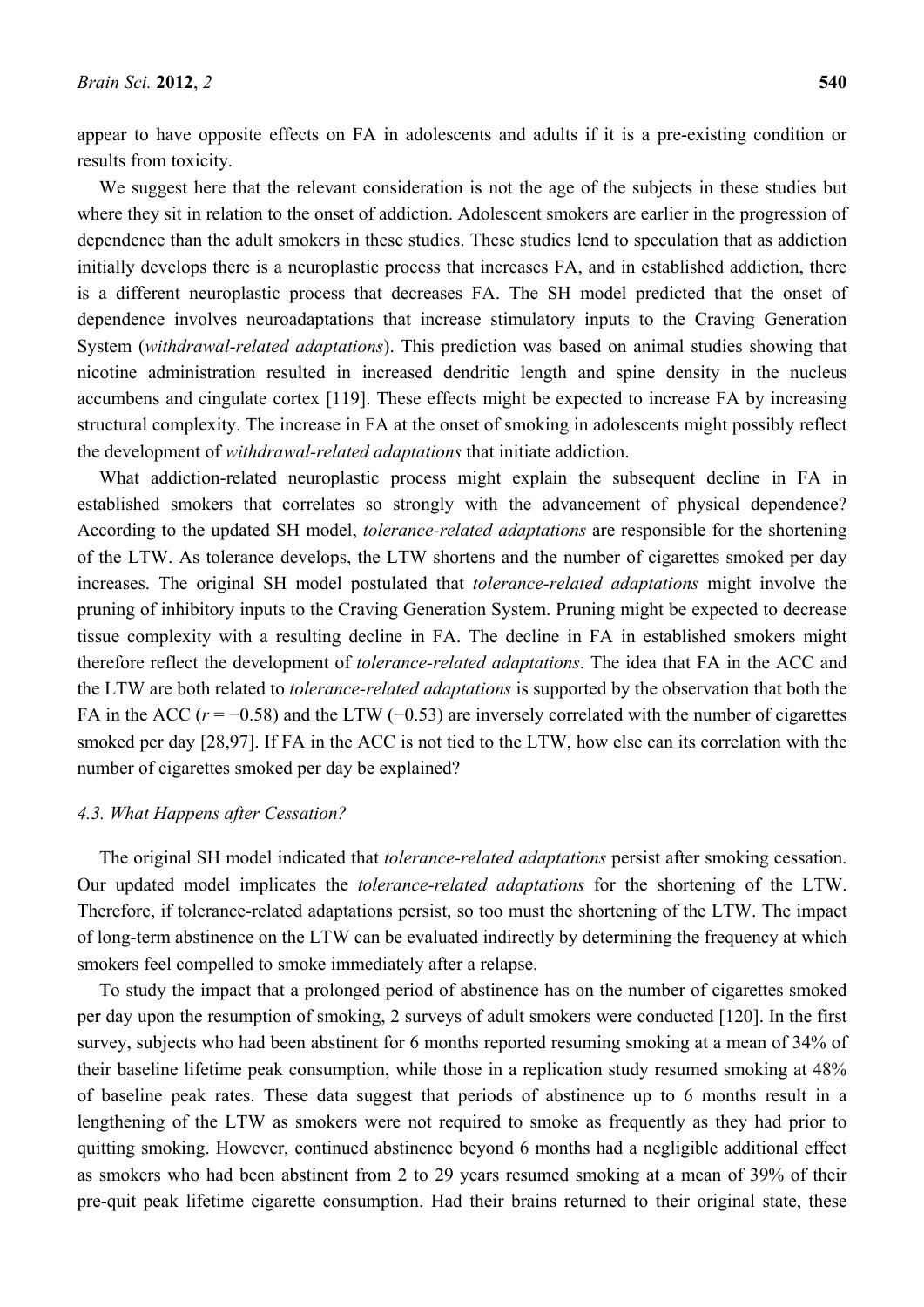appear to have opposite effects on FA in adolescents and adults if it is a pre-existing condition or results from toxicity.

We suggest here that the relevant consideration is not the age of the subjects in these studies but where they sit in relation to the onset of addiction. Adolescent smokers are earlier in the progression of dependence than the adult smokers in these studies. These studies lend to speculation that as addiction initially develops there is a neuroplastic process that increases FA, and in established addiction, there is a different neuroplastic process that decreases FA. The SH model predicted that the onset of dependence involves neuroadaptations that increase stimulatory inputs to the Craving Generation System (*withdrawal-related adaptations*). This prediction was based on animal studies showing that nicotine administration resulted in increased dendritic length and spine density in the nucleus accumbens and cingulate cortex [119]. These effects might be expected to increase FA by increasing structural complexity. The increase in FA at the onset of smoking in adolescents might possibly reflect the development of *withdrawal-related adaptations* that initiate addiction.

What addiction-related neuroplastic process might explain the subsequent decline in FA in established smokers that correlates so strongly with the advancement of physical dependence? According to the updated SH model, *tolerance-related adaptations* are responsible for the shortening of the LTW. As tolerance develops, the LTW shortens and the number of cigarettes smoked per day increases. The original SH model postulated that *tolerance-related adaptations* might involve the pruning of inhibitory inputs to the Craving Generation System. Pruning might be expected to decrease tissue complexity with a resulting decline in FA. The decline in FA in established smokers might therefore reflect the development of *tolerance-related adaptations*. The idea that FA in the ACC and the LTW are both related to *tolerance-related adaptations* is supported by the observation that both the FA in the ACC ($r = -0.58$) and the LTW ($-0.53$) are inversely correlated with the number of cigarettes smoked per day [28,97]. If FA in the ACC is not tied to the LTW, how else can its correlation with the number of cigarettes smoked per day be explained?

### *4.3. What Happens after Cessation?*

The original SH model indicated that *tolerance-related adaptations* persist after smoking cessation. Our updated model implicates the *tolerance-related adaptations* for the shortening of the LTW. Therefore, if tolerance-related adaptations persist, so too must the shortening of the LTW. The impact of long-term abstinence on the LTW can be evaluated indirectly by determining the frequency at which smokers feel compelled to smoke immediately after a relapse.

To study the impact that a prolonged period of abstinence has on the number of cigarettes smoked per day upon the resumption of smoking, 2 surveys of adult smokers were conducted [120]. In the first survey, subjects who had been abstinent for 6 months reported resuming smoking at a mean of 34% of their baseline lifetime peak consumption, while those in a replication study resumed smoking at 48% of baseline peak rates. These data suggest that periods of abstinence up to 6 months result in a lengthening of the LTW as smokers were not required to smoke as frequently as they had prior to quitting smoking. However, continued abstinence beyond 6 months had a negligible additional effect as smokers who had been abstinent from 2 to 29 years resumed smoking at a mean of 39% of their pre-quit peak lifetime cigarette consumption. Had their brains returned to their original state, these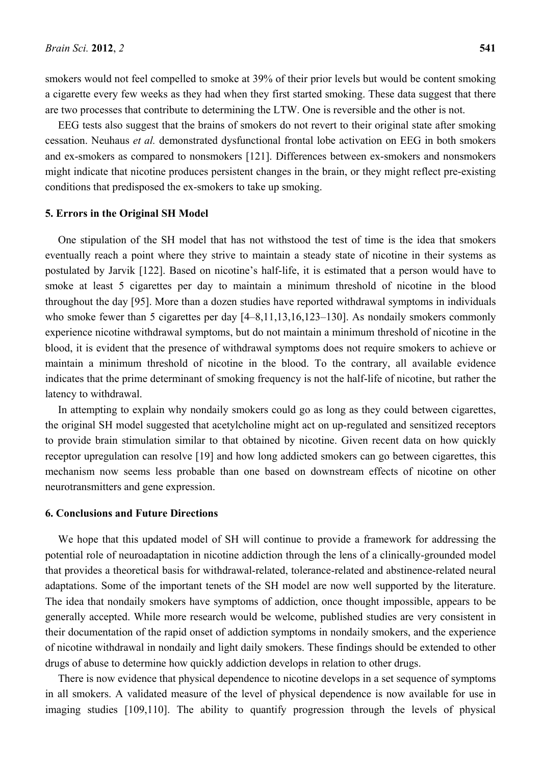smokers would not feel compelled to smoke at 39% of their prior levels but would be content smoking a cigarette every few weeks as they had when they first started smoking. These data suggest that there are two processes that contribute to determining the LTW. One is reversible and the other is not.

EEG tests also suggest that the brains of smokers do not revert to their original state after smoking cessation. Neuhaus *et al.* demonstrated dysfunctional frontal lobe activation on EEG in both smokers and ex-smokers as compared to nonsmokers [121]. Differences between ex-smokers and nonsmokers might indicate that nicotine produces persistent changes in the brain, or they might reflect pre-existing conditions that predisposed the ex-smokers to take up smoking.

## 5. Errors in the Original SH Model

One stipulation of the SH model that has not withstood the test of time is the idea that smokers eventually reach a point where they strive to maintain a steady state of nicotine in their systems as postulated by Jarvik [122]. Based on nicotine's half-life, it is estimated that a person would have to smoke at least 5 cigarettes per day to maintain a minimum threshold of nicotine in the blood throughout the day [95]. More than a dozen studies have reported withdrawal symptoms in individuals who smoke fewer than 5 cigarettes per day [4–8,11,13,16,123–130]. As nondaily smokers commonly experience nicotine withdrawal symptoms, but do not maintain a minimum threshold of nicotine in the blood, it is evident that the presence of withdrawal symptoms does not require smokers to achieve or maintain a minimum threshold of nicotine in the blood. To the contrary, all available evidence indicates that the prime determinant of smoking frequency is not the half-life of nicotine, but rather the latency to withdrawal.

In attempting to explain why nondaily smokers could go as long as they could between cigarettes, the original SH model suggested that acetylcholine might act on up-regulated and sensitized receptors to provide brain stimulation similar to that obtained by nicotine. Given recent data on how quickly receptor upregulation can resolve [19] and how long addicted smokers can go between cigarettes, this mechanism now seems less probable than one based on downstream effects of nicotine on other neurotransmitters and gene expression.

## 6. Conclusions and Future Directions

We hope that this updated model of SH will continue to provide a framework for addressing the potential role of neuroadaptation in nicotine addiction through the lens of a clinically-grounded model that provides a theoretical basis for withdrawal-related, tolerance-related and abstinence-related neural adaptations. Some of the important tenets of the SH model are now well supported by the literature. The idea that nondaily smokers have symptoms of addiction, once thought impossible, appears to be generally accepted. While more research would be welcome, published studies are very consistent in their documentation of the rapid onset of addiction symptoms in nondaily smokers, and the experience of nicotine withdrawal in nondaily and light daily smokers. These findings should be extended to other drugs of abuse to determine how quickly addiction develops in relation to other drugs.

There is now evidence that physical dependence to nicotine develops in a set sequence of symptoms in all smokers. A validated measure of the level of physical dependence is now available for use in imaging studies [109,110]. The ability to quantify progression through the levels of physical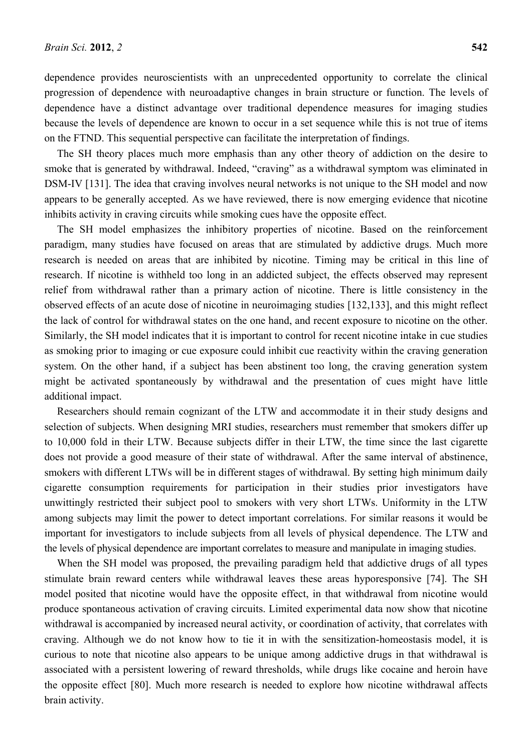dependence provides neuroscientists with an unprecedented opportunity to correlate the clinical progression of dependence with neuroadaptive changes in brain structure or function. The levels of dependence have a distinct advantage over traditional dependence measures for imaging studies because the levels of dependence are known to occur in a set sequence while this is not true of items on the FTND. This sequential perspective can facilitate the interpretation of findings.

The SH theory places much more emphasis than any other theory of addiction on the desire to smoke that is generated by withdrawal. Indeed, "craving" as a withdrawal symptom was eliminated in DSM-IV [131]. The idea that craving involves neural networks is not unique to the SH model and now appears to be generally accepted. As we have reviewed, there is now emerging evidence that nicotine inhibits activity in craving circuits while smoking cues have the opposite effect.

The SH model emphasizes the inhibitory properties of nicotine. Based on the reinforcement paradigm, many studies have focused on areas that are stimulated by addictive drugs. Much more research is needed on areas that are inhibited by nicotine. Timing may be critical in this line of research. If nicotine is withheld too long in an addicted subject, the effects observed may represent relief from withdrawal rather than a primary action of nicotine. There is little consistency in the observed effects of an acute dose of nicotine in neuroimaging studies [132,133], and this might reflect the lack of control for withdrawal states on the one hand, and recent exposure to nicotine on the other. Similarly, the SH model indicates that it is important to control for recent nicotine intake in cue studies as smoking prior to imaging or cue exposure could inhibit cue reactivity within the craving generation system. On the other hand, if a subject has been abstinent too long, the craving generation system might be activated spontaneously by withdrawal and the presentation of cues might have little additional impact.

Researchers should remain cognizant of the LTW and accommodate it in their study designs and selection of subjects. When designing MRI studies, researchers must remember that smokers differ up to 10,000 fold in their LTW. Because subjects differ in their LTW, the time since the last cigarette does not provide a good measure of their state of withdrawal. After the same interval of abstinence, smokers with different LTWs will be in different stages of withdrawal. By setting high minimum daily cigarette consumption requirements for participation in their studies prior investigators have unwittingly restricted their subject pool to smokers with very short LTWs. Uniformity in the LTW among subjects may limit the power to detect important correlations. For similar reasons it would be important for investigators to include subjects from all levels of physical dependence. The LTW and the levels of physical dependence are important correlates to measure and manipulate in imaging studies.

When the SH model was proposed, the prevailing paradigm held that addictive drugs of all types stimulate brain reward centers while withdrawal leaves these areas hyporesponsive [74]. The SH model posited that nicotine would have the opposite effect, in that withdrawal from nicotine would produce spontaneous activation of craving circuits. Limited experimental data now show that nicotine withdrawal is accompanied by increased neural activity, or coordination of activity, that correlates with craving. Although we do not know how to tie it in with the sensitization-homeostasis model, it is curious to note that nicotine also appears to be unique among addictive drugs in that withdrawal is associated with a persistent lowering of reward thresholds, while drugs like cocaine and heroin have the opposite effect [80]. Much more research is needed to explore how nicotine withdrawal affects brain activity.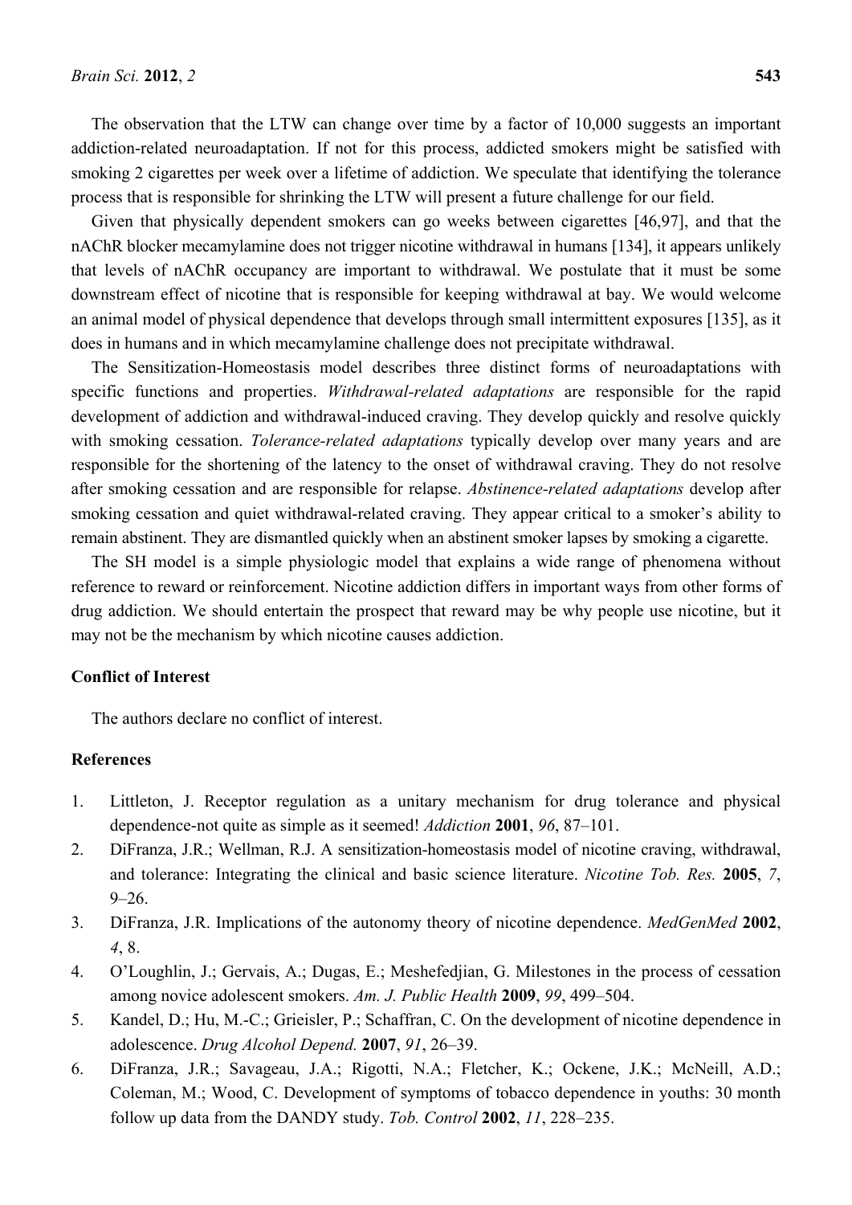The observation that the LTW can change over time by a factor of 10,000 suggests an important addiction-related neuroadaptation. If not for this process, addicted smokers might be satisfied with smoking 2 cigarettes per week over a lifetime of addiction. We speculate that identifying the tolerance process that is responsible for shrinking the LTW will present a future challenge for our field.

Given that physically dependent smokers can go weeks between cigarettes [46,97], and that the nAChR blocker mecamylamine does not trigger nicotine withdrawal in humans [134], it appears unlikely that levels of nAChR occupancy are important to withdrawal. We postulate that it must be some downstream effect of nicotine that is responsible for keeping withdrawal at bay. We would welcome an animal model of physical dependence that develops through small intermittent exposures [135], as it does in humans and in which mecamylamine challenge does not precipitate withdrawal.

The Sensitization-Homeostasis model describes three distinct forms of neuroadaptations with specific functions and properties. *Withdrawal-related adaptations* are responsible for the rapid development of addiction and withdrawal-induced craving. They develop quickly and resolve quickly with smoking cessation. *Tolerance-related adaptations* typically develop over many years and are responsible for the shortening of the latency to the onset of withdrawal craving. They do not resolve after smoking cessation and are responsible for relapse. *Abstinence-related adaptations* develop after smoking cessation and quiet withdrawal-related craving. They appear critical to a smoker's ability to remain abstinent. They are dismantled quickly when an abstinent smoker lapses by smoking a cigarette.

The SH model is a simple physiologic model that explains a wide range of phenomena without reference to reward or reinforcement. Nicotine addiction differs in important ways from other forms of drug addiction. We should entertain the prospect that reward may be why people use nicotine, but it may not be the mechanism by which nicotine causes addiction.

## Conflict of Interest

The authors declare no conflict of interest.

## References

1. Littleton, J. Receptor regulation as a unitary mechanism for drug tolerance and physical dependence-not quite as simple as it seemed! *Addiction* **2001**, *96*, 87–101.
2. DiFranza, J.R.; Wellman, R.J. A sensitization-homeostasis model of nicotine craving, withdrawal, and tolerance: Integrating the clinical and basic science literature. *Nicotine Tob. Res.* **2005**, *7*, 9–26.
3. DiFranza, J.R. Implications of the autonomy theory of nicotine dependence. *MedGenMed* **2002**, *4*, 8.
4. O'Loughlin, J.; Gervais, A.; Dugas, E.; Meshefedjian, G. Milestones in the process of cessation among novice adolescent smokers. *Am. J. Public Health* **2009**, *99*, 499–504.
5. Kandel, D.; Hu, M.-C.; Grieisler, P.; Schaffran, C. On the development of nicotine dependence in adolescence. *Drug Alcohol Depend.* **2007**, *91*, 26–39.
6. DiFranza, J.R.; Savageau, J.A.; Rigotti, N.A.; Fletcher, K.; Ockene, J.K.; McNeill, A.D.; Coleman, M.; Wood, C. Development of symptoms of tobacco dependence in youths: 30 month follow up data from the DANDY study. *Tob. Control* **2002**, *11*, 228–235.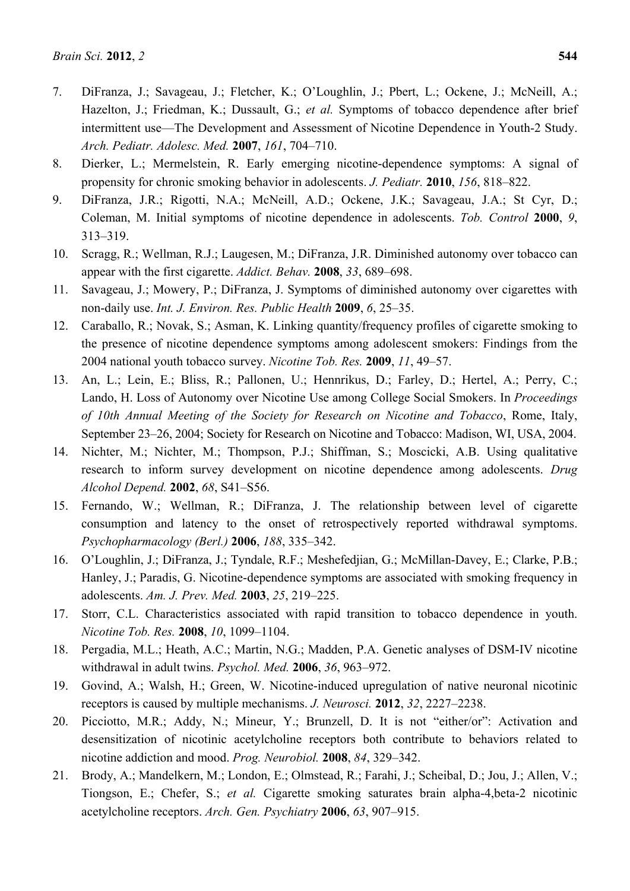7. DiFranza, J.; Savageau, J.; Fletcher, K.; O'Loughlin, J.; Pbert, L.; Ockene, J.; McNeill, A.; Hazelton, J.; Friedman, K.; Dussault, G.; *et al.* Symptoms of tobacco dependence after brief intermittent use—The Development and Assessment of Nicotine Dependence in Youth-2 Study. *Arch. Pediatr. Adolesc. Med.* **2007**, *161*, 704–710.
8. Dierker, L.; Mermelstein, R. Early emerging nicotine-dependence symptoms: A signal of propensity for chronic smoking behavior in adolescents. *J. Pediatr.* **2010**, *156*, 818–822.
9. DiFranza, J.R.; Rigotti, N.A.; McNeill, A.D.; Ockene, J.K.; Savageau, J.A.; St Cyr, D.; Coleman, M. Initial symptoms of nicotine dependence in adolescents. *Tob. Control* **2000**, *9*, 313–319.
10. Scragg, R.; Wellman, R.J.; Laugesen, M.; DiFranza, J.R. Diminished autonomy over tobacco can appear with the first cigarette. *Addict. Behav.* **2008**, *33*, 689–698.
11. Savageau, J.; Mowery, P.; DiFranza, J. Symptoms of diminished autonomy over cigarettes with non-daily use. *Int. J. Environ. Res. Public Health* **2009**, *6*, 25–35.
12. Caraballo, R.; Novak, S.; Asman, K. Linking quantity/frequency profiles of cigarette smoking to the presence of nicotine dependence symptoms among adolescent smokers: Findings from the 2004 national youth tobacco survey. *Nicotine Tob. Res.* **2009**, *11*, 49–57.
13. An, L.; Lein, E.; Bliss, R.; Pallonen, U.; Hennrikus, D.; Farley, D.; Hertel, A.; Perry, C.; Lando, H. Loss of Autonomy over Nicotine Use among College Social Smokers. In *Proceedings of 10th Annual Meeting of the Society for Research on Nicotine and Tobacco*, Rome, Italy, September 23–26, 2004; Society for Research on Nicotine and Tobacco: Madison, WI, USA, 2004.
14. Nichter, M.; Nichter, M.; Thompson, P.J.; Shiffman, S.; Moscicki, A.B. Using qualitative research to inform survey development on nicotine dependence among adolescents. *Drug Alcohol Depend.* **2002**, *68*, S41–S56.
15. Fernando, W.; Wellman, R.; DiFranza, J. The relationship between level of cigarette consumption and latency to the onset of retrospectively reported withdrawal symptoms. *Psychopharmacology (Berl.)* **2006**, *188*, 335–342.
16. O'Loughlin, J.; DiFranza, J.; Tyndale, R.F.; Meshefedjian, G.; McMillan-Davey, E.; Clarke, P.B.; Hanley, J.; Paradis, G. Nicotine-dependence symptoms are associated with smoking frequency in adolescents. *Am. J. Prev. Med.* **2003**, *25*, 219–225.
17. Storr, C.L. Characteristics associated with rapid transition to tobacco dependence in youth. *Nicotine Tob. Res.* **2008**, *10*, 1099–1104.
18. Pergadia, M.L.; Heath, A.C.; Martin, N.G.; Madden, P.A. Genetic analyses of DSM-IV nicotine withdrawal in adult twins. *Psychol. Med.* **2006**, *36*, 963–972.
19. Govind, A.; Walsh, H.; Green, W. Nicotine-induced upregulation of native neuronal nicotinic receptors is caused by multiple mechanisms. *J. Neurosci.* **2012**, *32*, 2227–2238.
20. Picciotto, M.R.; Addy, N.; Mineur, Y.; Brunzell, D. It is not "either/or": Activation and desensitization of nicotinic acetylcholine receptors both contribute to behaviors related to nicotine addiction and mood. *Prog. Neurobiol.* **2008**, *84*, 329–342.
21. Brody, A.; Mandelkern, M.; London, E.; Olmstead, R.; Farahi, J.; Scheibal, D.; Jou, J.; Allen, V.; Tiongson, E.; Chefer, S.; *et al.* Cigarette smoking saturates brain alpha-4,beta-2 nicotinic acetylcholine receptors. *Arch. Gen. Psychiatry* **2006**, *63*, 907–915.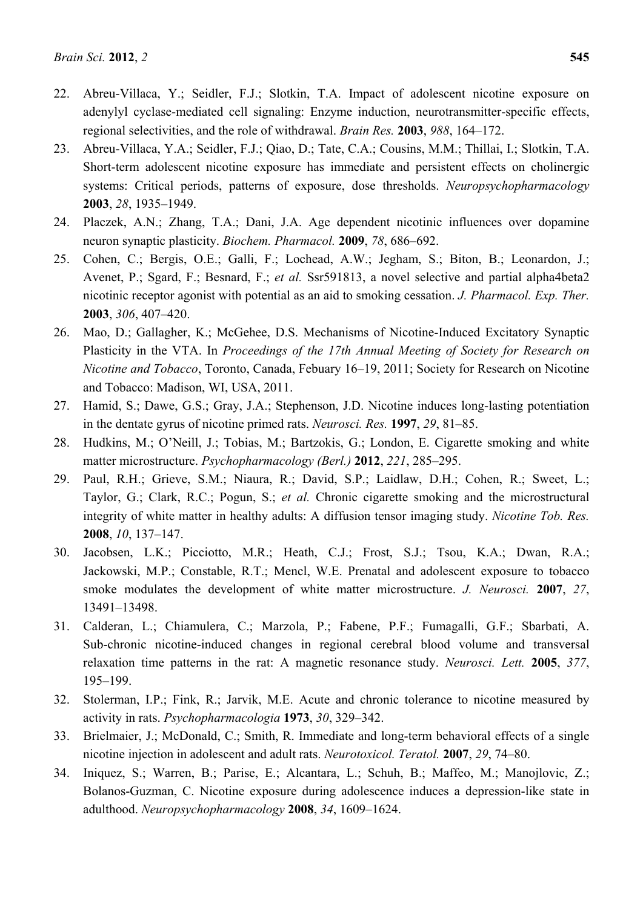22. Abreu-Villaca, Y.; Seidler, F.J.; Slotkin, T.A. Impact of adolescent nicotine exposure on adenylyl cyclase-mediated cell signaling: Enzyme induction, neurotransmitter-specific effects, regional selectivities, and the role of withdrawal. *Brain Res.* **2003**, *988*, 164–172.
23. Abreu-Villaca, Y.A.; Seidler, F.J.; Qiao, D.; Tate, C.A.; Cousins, M.M.; Thillai, I.; Slotkin, T.A. Short-term adolescent nicotine exposure has immediate and persistent effects on cholinergic systems: Critical periods, patterns of exposure, dose thresholds. *Neuropsychopharmacology* **2003**, *28*, 1935–1949.
24. Placzek, A.N.; Zhang, T.A.; Dani, J.A. Age dependent nicotinic influences over dopamine neuron synaptic plasticity. *Biochem. Pharmacol.* **2009**, *78*, 686–692.
25. Cohen, C.; Bergis, O.E.; Galli, F.; Lochead, A.W.; Jegham, S.; Biton, B.; Leonardon, J.; Avenet, P.; Sgard, F.; Besnard, F.; *et al.* Ssr591813, a novel selective and partial alpha4beta2 nicotinic receptor agonist with potential as an aid to smoking cessation. *J. Pharmacol. Exp. Ther.* **2003**, *306*, 407–420.
26. Mao, D.; Gallagher, K.; McGehee, D.S. Mechanisms of Nicotine-Induced Excitatory Synaptic Plasticity in the VTA. In *Proceedings of the 17th Annual Meeting of Society for Research on Nicotine and Tobacco*, Toronto, Canada, Febuary 16–19, 2011; Society for Research on Nicotine and Tobacco: Madison, WI, USA, 2011.
27. Hamid, S.; Dawe, G.S.; Gray, J.A.; Stephenson, J.D. Nicotine induces long-lasting potentiation in the dentate gyrus of nicotine primed rats. *Neurosci. Res.* **1997**, *29*, 81–85.
28. Hudkins, M.; O'Neill, J.; Tobias, M.; Bartzokis, G.; London, E. Cigarette smoking and white matter microstructure. *Psychopharmacology (Berl.)* **2012**, *221*, 285–295.
29. Paul, R.H.; Grieve, S.M.; Niaura, R.; David, S.P.; Laidlaw, D.H.; Cohen, R.; Sweet, L.; Taylor, G.; Clark, R.C.; Pogun, S.; *et al.* Chronic cigarette smoking and the microstructural integrity of white matter in healthy adults: A diffusion tensor imaging study. *Nicotine Tob. Res.* **2008**, *10*, 137–147.
30. Jacobsen, L.K.; Picciotto, M.R.; Heath, C.J.; Frost, S.J.; Tsou, K.A.; Dwan, R.A.; Jackowski, M.P.; Constable, R.T.; Mencl, W.E. Prenatal and adolescent exposure to tobacco smoke modulates the development of white matter microstructure. *J. Neurosci.* **2007**, *27*, 13491–13498.
31. Calderan, L.; Chiamulera, C.; Marzola, P.; Fabene, P.F.; Fumagalli, G.F.; Sbarbati, A. Sub-chronic nicotine-induced changes in regional cerebral blood volume and transversal relaxation time patterns in the rat: A magnetic resonance study. *Neurosci. Lett.* **2005**, *377*, 195–199.
32. Stolerman, I.P.; Fink, R.; Jarvik, M.E. Acute and chronic tolerance to nicotine measured by activity in rats. *Psychopharmacologia* **1973**, *30*, 329–342.
33. Brielmaier, J.; McDonald, C.; Smith, R. Immediate and long-term behavioral effects of a single nicotine injection in adolescent and adult rats. *Neurotoxicol. Teratol.* **2007**, *29*, 74–80.
34. Iniquez, S.; Warren, B.; Parise, E.; Alcantara, L.; Schuh, B.; Maffeo, M.; Manojlovic, Z.; Bolanos-Guzman, C. Nicotine exposure during adolescence induces a depression-like state in adulthood. *Neuropsychopharmacology* **2008**, *34*, 1609–1624.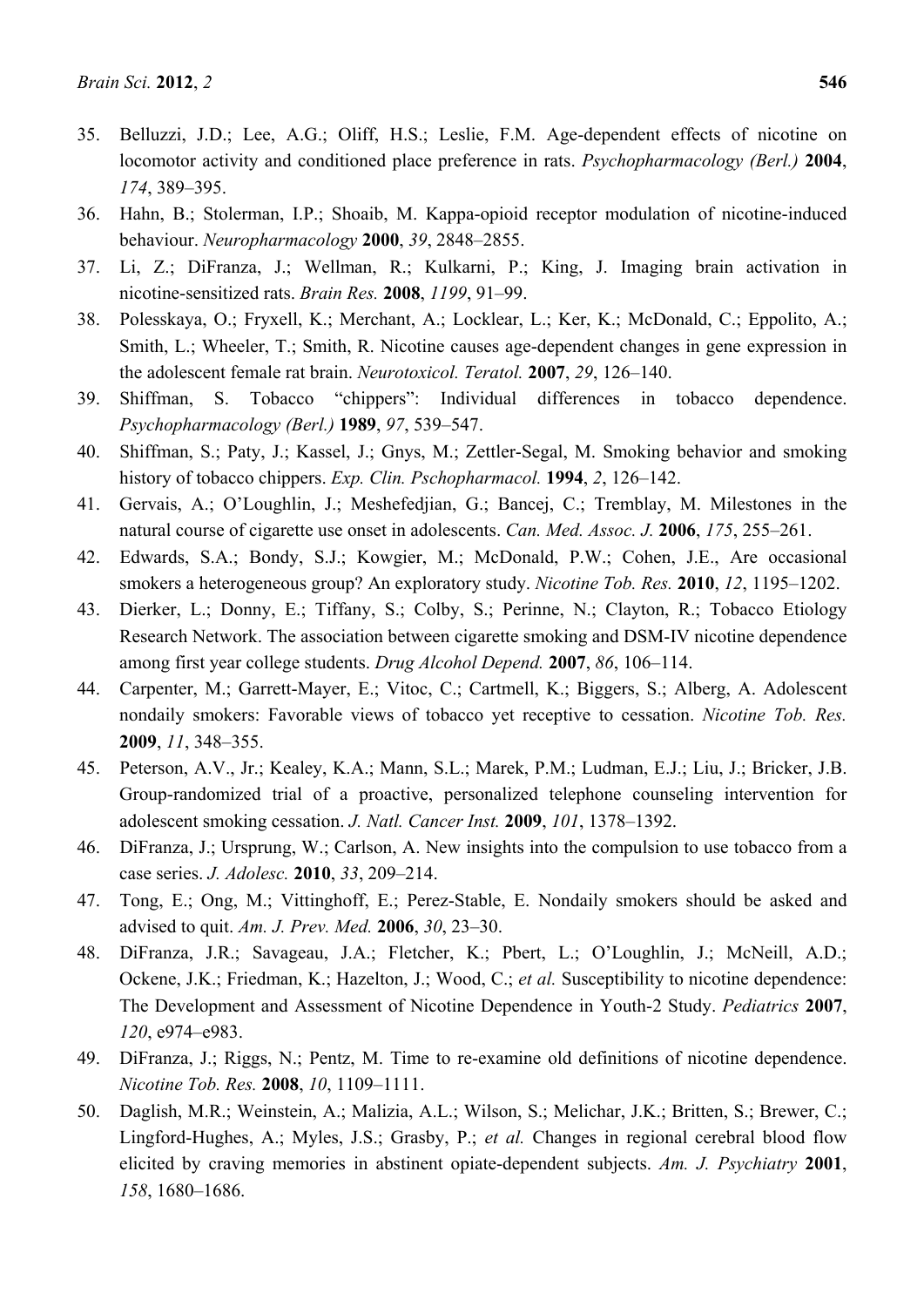35. Belluzzi, J.D.; Lee, A.G.; Oliff, H.S.; Leslie, F.M. Age-dependent effects of nicotine on locomotor activity and conditioned place preference in rats. *Psychopharmacology (Berl.)* **2004**, *174*, 389–395.
36. Hahn, B.; Stolerman, I.P.; Shoaib, M. Kappa-opioid receptor modulation of nicotine-induced behaviour. *Neuropharmacology* **2000**, *39*, 2848–2855.
37. Li, Z.; DiFranza, J.; Wellman, R.; Kulkarni, P.; King, J. Imaging brain activation in nicotine-sensitized rats. *Brain Res.* **2008**, *1199*, 91–99.
38. Polesskaya, O.; Fryxell, K.; Merchant, A.; Locklear, L.; Ker, K.; McDonald, C.; Eppolito, A.; Smith, L.; Wheeler, T.; Smith, R. Nicotine causes age-dependent changes in gene expression in the adolescent female rat brain. *Neurotoxicol. Teratol.* **2007**, *29*, 126–140.
39. Shiffman, S. Tobacco "chippers": Individual differences in tobacco dependence. *Psychopharmacology (Berl.)* **1989**, *97*, 539–547.
40. Shiffman, S.; Paty, J.; Kassel, J.; Gnys, M.; Zettler-Segal, M. Smoking behavior and smoking history of tobacco chippers. *Exp. Clin. Pschopharmacol.* **1994**, *2*, 126–142.
41. Gervais, A.; O'Loughlin, J.; Meshefedjian, G.; Bancej, C.; Tremblay, M. Milestones in the natural course of cigarette use onset in adolescents. *Can. Med. Assoc. J.* **2006**, *175*, 255–261.
42. Edwards, S.A.; Bondy, S.J.; Kowgier, M.; McDonald, P.W.; Cohen, J.E., Are occasional smokers a heterogeneous group? An exploratory study. *Nicotine Tob. Res.* **2010**, *12*, 1195–1202.
43. Dierker, L.; Donny, E.; Tiffany, S.; Colby, S.; Perinne, N.; Clayton, R.; Tobacco Etiology Research Network. The association between cigarette smoking and DSM-IV nicotine dependence among first year college students. *Drug Alcohol Depend.* **2007**, *86*, 106–114.
44. Carpenter, M.; Garrett-Mayer, E.; Vitoc, C.; Cartmell, K.; Biggers, S.; Alberg, A. Adolescent nondaily smokers: Favorable views of tobacco yet receptive to cessation. *Nicotine Tob. Res.* **2009**, *11*, 348–355.
45. Peterson, A.V., Jr.; Kealey, K.A.; Mann, S.L.; Marek, P.M.; Ludman, E.J.; Liu, J.; Bricker, J.B. Group-randomized trial of a proactive, personalized telephone counseling intervention for adolescent smoking cessation. *J. Natl. Cancer Inst.* **2009**, *101*, 1378–1392.
46. DiFranza, J.; Ursprung, W.; Carlson, A. New insights into the compulsion to use tobacco from a case series. *J. Adolesc.* **2010**, *33*, 209–214.
47. Tong, E.; Ong, M.; Vittinghoff, E.; Perez-Stable, E. Nondaily smokers should be asked and advised to quit. *Am. J. Prev. Med.* **2006**, *30*, 23–30.
48. DiFranza, J.R.; Savageau, J.A.; Fletcher, K.; Pbert, L.; O'Loughlin, J.; McNeill, A.D.; Ockene, J.K.; Friedman, K.; Hazelton, J.; Wood, C.; *et al.* Susceptibility to nicotine dependence: The Development and Assessment of Nicotine Dependence in Youth-2 Study. *Pediatrics* **2007**, *120*, e974–e983.
49. DiFranza, J.; Riggs, N.; Pentz, M. Time to re-examine old definitions of nicotine dependence. *Nicotine Tob. Res.* **2008**, *10*, 1109–1111.
50. Daglish, M.R.; Weinstein, A.; Malizia, A.L.; Wilson, S.; Melichar, J.K.; Britten, S.; Brewer, C.; Lingford-Hughes, A.; Myles, J.S.; Grasby, P.; *et al.* Changes in regional cerebral blood flow elicited by craving memories in abstinent opiate-dependent subjects. *Am. J. Psychiatry* **2001**, *158*, 1680–1686.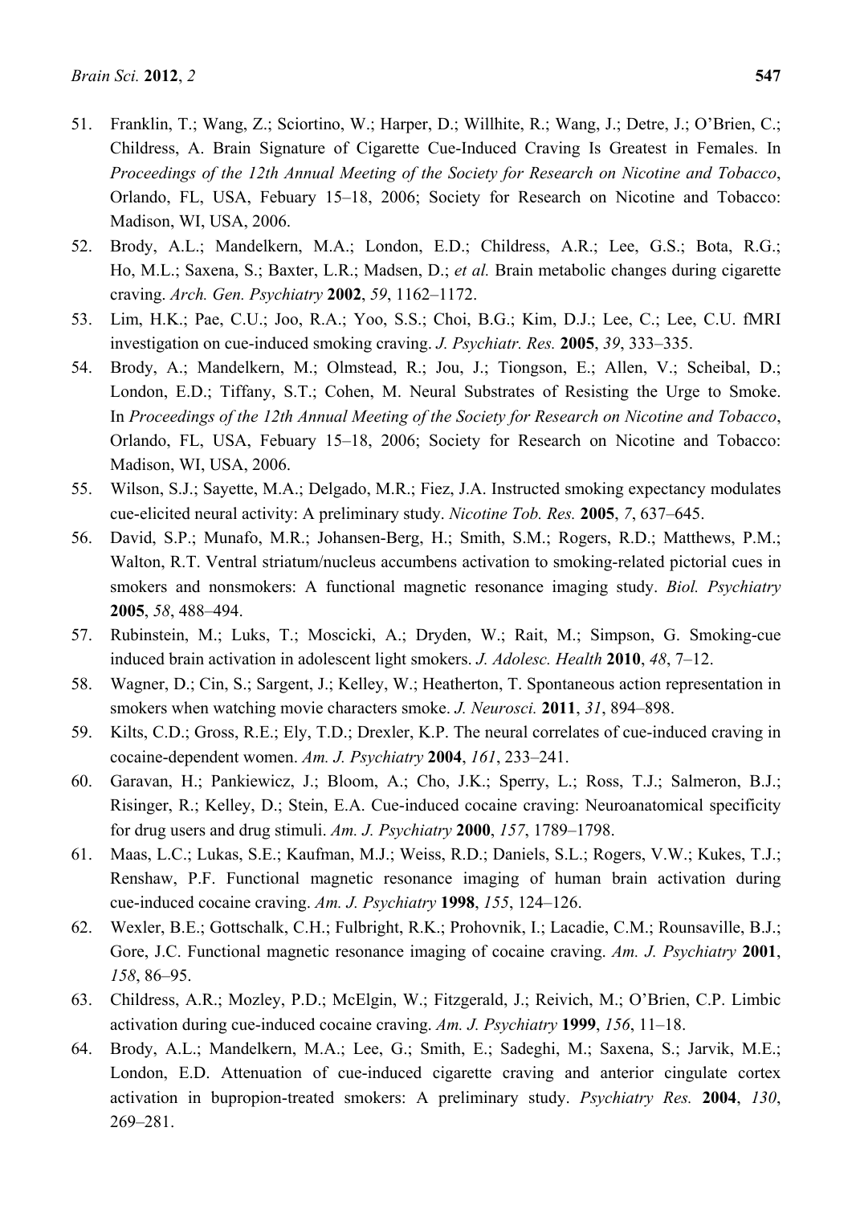51. Franklin, T.; Wang, Z.; Sciortino, W.; Harper, D.; Willhite, R.; Wang, J.; Detre, J.; O'Brien, C.; Childress, A. Brain Signature of Cigarette Cue-Induced Craving Is Greatest in Females. In *Proceedings of the 12th Annual Meeting of the Society for Research on Nicotine and Tobacco*, Orlando, FL, USA, Febuary 15–18, 2006; Society for Research on Nicotine and Tobacco: Madison, WI, USA, 2006.
52. Brody, A.L.; Mandelkern, M.A.; London, E.D.; Childress, A.R.; Lee, G.S.; Bota, R.G.; Ho, M.L.; Saxena, S.; Baxter, L.R.; Madsen, D.; *et al.* Brain metabolic changes during cigarette craving. *Arch. Gen. Psychiatry* **2002**, *59*, 1162–1172.
53. Lim, H.K.; Pae, C.U.; Joo, R.A.; Yoo, S.S.; Choi, B.G.; Kim, D.J.; Lee, C.; Lee, C.U. fMRI investigation on cue-induced smoking craving. *J. Psychiatr. Res.* **2005**, *39*, 333–335.
54. Brody, A.; Mandelkern, M.; Olmstead, R.; Jou, J.; Tiongson, E.; Allen, V.; Scheibal, D.; London, E.D.; Tiffany, S.T.; Cohen, M. Neural Substrates of Resisting the Urge to Smoke. In *Proceedings of the 12th Annual Meeting of the Society for Research on Nicotine and Tobacco*, Orlando, FL, USA, Febuary 15–18, 2006; Society for Research on Nicotine and Tobacco: Madison, WI, USA, 2006.
55. Wilson, S.J.; Sayette, M.A.; Delgado, M.R.; Fiez, J.A. Instructed smoking expectancy modulates cue-elicited neural activity: A preliminary study. *Nicotine Tob. Res.* **2005**, *7*, 637–645.
56. David, S.P.; Munafo, M.R.; Johansen-Berg, H.; Smith, S.M.; Rogers, R.D.; Matthews, P.M.; Walton, R.T. Ventral striatum/nucleus accumbens activation to smoking-related pictorial cues in smokers and nonsmokers: A functional magnetic resonance imaging study. *Biol. Psychiatry* **2005**, *58*, 488–494.
57. Rubinstein, M.; Luks, T.; Moscicki, A.; Dryden, W.; Rait, M.; Simpson, G. Smoking-cue induced brain activation in adolescent light smokers. *J. Adolesc. Health* **2010**, *48*, 7–12.
58. Wagner, D.; Cin, S.; Sargent, J.; Kelley, W.; Heatherton, T. Spontaneous action representation in smokers when watching movie characters smoke. *J. Neurosci.* **2011**, *31*, 894–898.
59. Kilts, C.D.; Gross, R.E.; Ely, T.D.; Drexler, K.P. The neural correlates of cue-induced craving in cocaine-dependent women. *Am. J. Psychiatry* **2004**, *161*, 233–241.
60. Garavan, H.; Pankiewicz, J.; Bloom, A.; Cho, J.K.; Sperry, L.; Ross, T.J.; Salmeron, B.J.; Risinger, R.; Kelley, D.; Stein, E.A. Cue-induced cocaine craving: Neuroanatomical specificity for drug users and drug stimuli. *Am. J. Psychiatry* **2000**, *157*, 1789–1798.
61. Maas, L.C.; Lukas, S.E.; Kaufman, M.J.; Weiss, R.D.; Daniels, S.L.; Rogers, V.W.; Kukes, T.J.; Renshaw, P.F. Functional magnetic resonance imaging of human brain activation during cue-induced cocaine craving. *Am. J. Psychiatry* **1998**, *155*, 124–126.
62. Wexler, B.E.; Gottschalk, C.H.; Fulbright, R.K.; Prohovnik, I.; Lacadie, C.M.; Rounsaville, B.J.; Gore, J.C. Functional magnetic resonance imaging of cocaine craving. *Am. J. Psychiatry* **2001**, *158*, 86–95.
63. Childress, A.R.; Mozley, P.D.; McElgin, W.; Fitzgerald, J.; Reivich, M.; O'Brien, C.P. Limbic activation during cue-induced cocaine craving. *Am. J. Psychiatry* **1999**, *156*, 11–18.
64. Brody, A.L.; Mandelkern, M.A.; Lee, G.; Smith, E.; Sadeghi, M.; Saxena, S.; Jarvik, M.E.; London, E.D. Attenuation of cue-induced cigarette craving and anterior cingulate cortex activation in bupropion-treated smokers: A preliminary study. *Psychiatry Res.* **2004**, *130*, 269–281.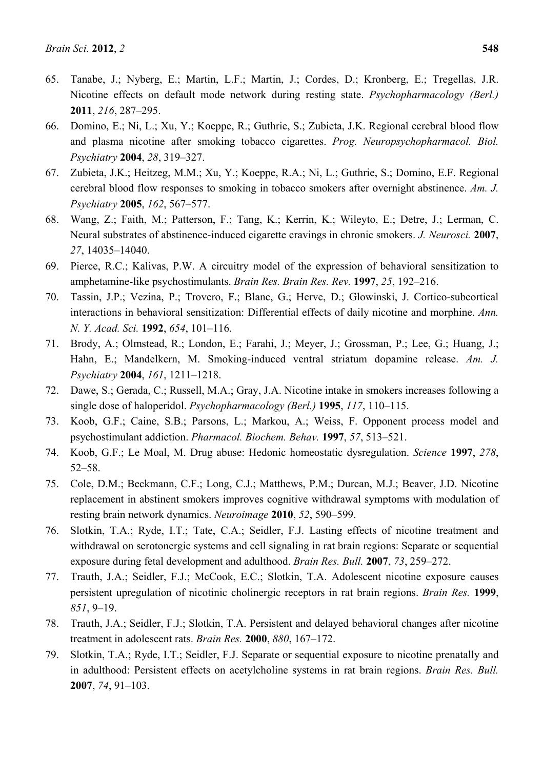65. Tanabe, J.; Nyberg, E.; Martin, L.F.; Martin, J.; Cordes, D.; Kronberg, E.; Tregellas, J.R. Nicotine effects on default mode network during resting state. *Psychopharmacology (Berl.)* **2011**, *216*, 287–295.
66. Domino, E.; Ni, L.; Xu, Y.; Koeppe, R.; Guthrie, S.; Zubieta, J.K. Regional cerebral blood flow and plasma nicotine after smoking tobacco cigarettes. *Prog. Neuropsychopharmacol. Biol. Psychiatry* **2004**, *28*, 319–327.
67. Zubieta, J.K.; Heitzeg, M.M.; Xu, Y.; Koeppe, R.A.; Ni, L.; Guthrie, S.; Domino, E.F. Regional cerebral blood flow responses to smoking in tobacco smokers after overnight abstinence. *Am. J. Psychiatry* **2005**, *162*, 567–577.
68. Wang, Z.; Faith, M.; Patterson, F.; Tang, K.; Kerrin, K.; Wileyto, E.; Detre, J.; Lerman, C. Neural substrates of abstinence-induced cigarette cravings in chronic smokers. *J. Neurosci.* **2007**, *27*, 14035–14040.
69. Pierce, R.C.; Kalivas, P.W. A circuitry model of the expression of behavioral sensitization to amphetamine-like psychostimulants. *Brain Res. Brain Res. Rev.* **1997**, *25*, 192–216.
70. Tassin, J.P.; Vezina, P.; Trovero, F.; Blanc, G.; Herve, D.; Glowinski, J. Cortico-subcortical interactions in behavioral sensitization: Differential effects of daily nicotine and morphine. *Ann. N. Y. Acad. Sci.* **1992**, *654*, 101–116.
71. Brody, A.; Olmstead, R.; London, E.; Farahi, J.; Meyer, J.; Grossman, P.; Lee, G.; Huang, J.; Hahn, E.; Mandelkern, M. Smoking-induced ventral striatum dopamine release. *Am. J. Psychiatry* **2004**, *161*, 1211–1218.
72. Dawe, S.; Gerada, C.; Russell, M.A.; Gray, J.A. Nicotine intake in smokers increases following a single dose of haloperidol. *Psychopharmacology (Berl.)* **1995**, *117*, 110–115.
73. Koob, G.F.; Caine, S.B.; Parsons, L.; Markou, A.; Weiss, F. Opponent process model and psychostimulant addiction. *Pharmacol. Biochem. Behav.* **1997**, *57*, 513–521.
74. Koob, G.F.; Le Moal, M. Drug abuse: Hedonic homeostatic dysregulation. *Science* **1997**, *278*, 52–58.
75. Cole, D.M.; Beckmann, C.F.; Long, C.J.; Matthews, P.M.; Durcan, M.J.; Beaver, J.D. Nicotine replacement in abstinent smokers improves cognitive withdrawal symptoms with modulation of resting brain network dynamics. *Neuroimage* **2010**, *52*, 590–599.
76. Slotkin, T.A.; Ryde, I.T.; Tate, C.A.; Seidler, F.J. Lasting effects of nicotine treatment and withdrawal on serotonergic systems and cell signaling in rat brain regions: Separate or sequential exposure during fetal development and adulthood. *Brain Res. Bull.* **2007**, *73*, 259–272.
77. Trauth, J.A.; Seidler, F.J.; McCook, E.C.; Slotkin, T.A. Adolescent nicotine exposure causes persistent upregulation of nicotinic cholinergic receptors in rat brain regions. *Brain Res.* **1999**, *851*, 9–19.
78. Trauth, J.A.; Seidler, F.J.; Slotkin, T.A. Persistent and delayed behavioral changes after nicotine treatment in adolescent rats. *Brain Res.* **2000**, *880*, 167–172.
79. Slotkin, T.A.; Ryde, I.T.; Seidler, F.J. Separate or sequential exposure to nicotine prenatally and in adulthood: Persistent effects on acetylcholine systems in rat brain regions. *Brain Res. Bull.* **2007**, *74*, 91–103.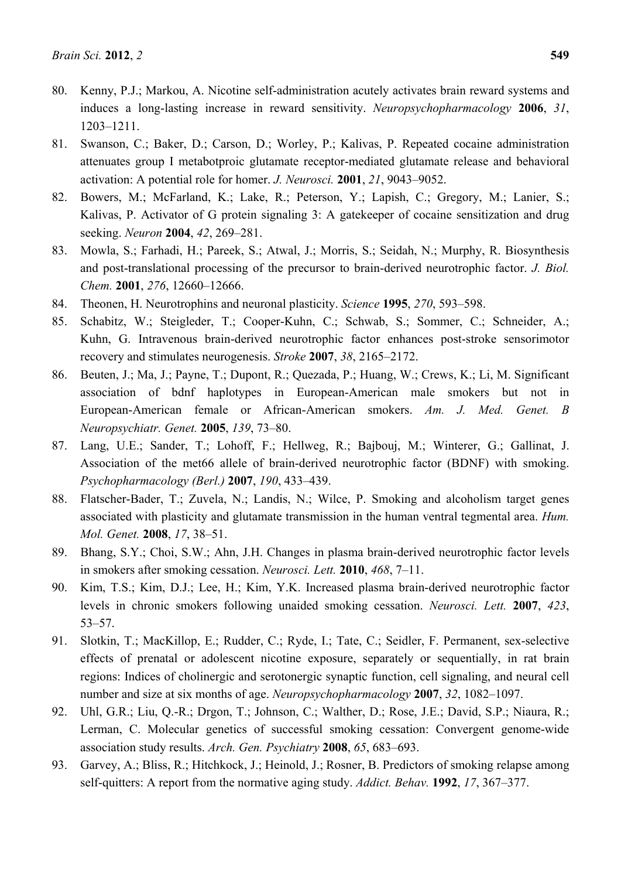80. Kenny, P.J.; Markou, A. Nicotine self-administration acutely activates brain reward systems and induces a long-lasting increase in reward sensitivity. *Neuropsychopharmacology* **2006**, *31*, 1203–1211.
81. Swanson, C.; Baker, D.; Carson, D.; Worley, P.; Kalivas, P. Repeated cocaine administration attenuates group I metabotproic glutamate receptor-mediated glutamate release and behavioral activation: A potential role for homer. *J. Neurosci.* **2001**, *21*, 9043–9052.
82. Bowers, M.; McFarland, K.; Lake, R.; Peterson, Y.; Lapish, C.; Gregory, M.; Lanier, S.; Kalivas, P. Activator of G protein signaling 3: A gatekeeper of cocaine sensitization and drug seeking. *Neuron* **2004**, *42*, 269–281.
83. Mowla, S.; Farhadi, H.; Pareek, S.; Atwal, J.; Morris, S.; Seidah, N.; Murphy, R. Biosynthesis and post-translational processing of the precursor to brain-derived neurotrophic factor. *J. Biol. Chem.* **2001**, *276*, 12660–12666.
84. Theonen, H. Neurotrophins and neuronal plasticity. *Science* **1995**, *270*, 593–598.
85. Schabitz, W.; Steigleder, T.; Cooper-Kuhn, C.; Schwab, S.; Sommer, C.; Schneider, A.; Kuhn, G. Intravenous brain-derived neurotrophic factor enhances post-stroke sensorimotor recovery and stimulates neurogenesis. *Stroke* **2007**, *38*, 2165–2172.
86. Beuten, J.; Ma, J.; Payne, T.; Dupont, R.; Quezada, P.; Huang, W.; Crews, K.; Li, M. Significant association of bdnf haplotypes in European-American male smokers but not in European-American female or African-American smokers. *Am. J. Med. Genet. B Neuropsychiatr. Genet.* **2005**, *139*, 73–80.
87. Lang, U.E.; Sander, T.; Lohoff, F.; Hellweg, R.; Bajbouj, M.; Winterer, G.; Gallinat, J. Association of the met66 allele of brain-derived neurotrophic factor (BDNF) with smoking. *Psychopharmacology (Berl.)* **2007**, *190*, 433–439.
88. Flatscher-Bader, T.; Zuvela, N.; Landis, N.; Wilce, P. Smoking and alcoholism target genes associated with plasticity and glutamate transmission in the human ventral tegmental area. *Hum. Mol. Genet.* **2008**, *17*, 38–51.
89. Bhang, S.Y.; Choi, S.W.; Ahn, J.H. Changes in plasma brain-derived neurotrophic factor levels in smokers after smoking cessation. *Neurosci. Lett.* **2010**, *468*, 7–11.
90. Kim, T.S.; Kim, D.J.; Lee, H.; Kim, Y.K. Increased plasma brain-derived neurotrophic factor levels in chronic smokers following unaided smoking cessation. *Neurosci. Lett.* **2007**, *423*, 53–57.
91. Slotkin, T.; MacKillop, E.; Rudder, C.; Ryde, I.; Tate, C.; Seidler, F. Permanent, sex-selective effects of prenatal or adolescent nicotine exposure, separately or sequentially, in rat brain regions: Indices of cholinergic and serotonergic synaptic function, cell signaling, and neural cell number and size at six months of age. *Neuropsychopharmacology* **2007**, *32*, 1082–1097.
92. Uhl, G.R.; Liu, Q.-R.; Drgon, T.; Johnson, C.; Walther, D.; Rose, J.E.; David, S.P.; Niaura, R.; Lerman, C. Molecular genetics of successful smoking cessation: Convergent genome-wide association study results. *Arch. Gen. Psychiatry* **2008**, *65*, 683–693.
93. Garvey, A.; Bliss, R.; Hitchkock, J.; Heinold, J.; Rosner, B. Predictors of smoking relapse among self-quitters: A report from the normative aging study. *Addict. Behav.* **1992**, *17*, 367–377.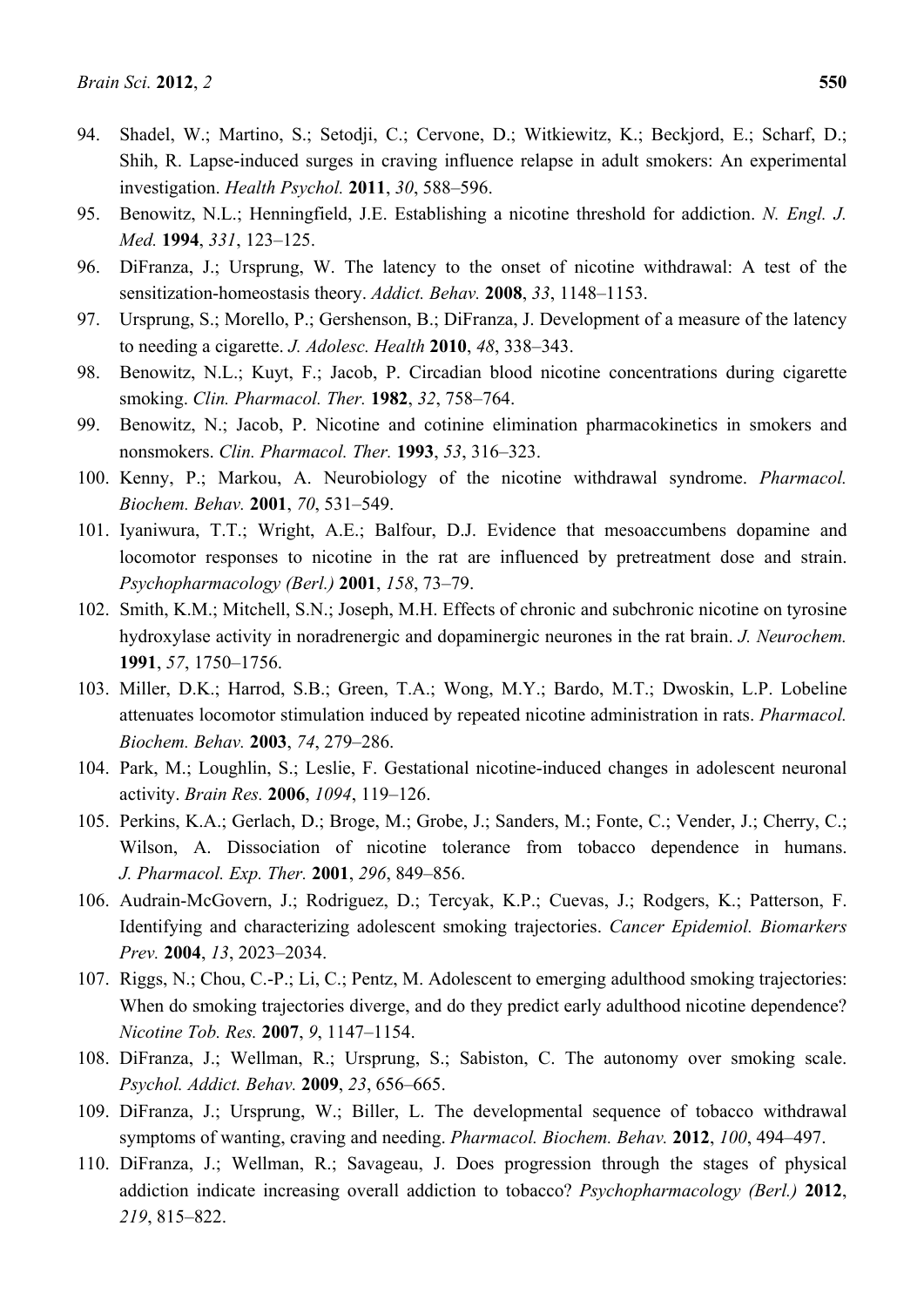94. Shadel, W.; Martino, S.; Setodji, C.; Cervone, D.; Witkiewitz, K.; Beckjord, E.; Scharf, D.; Shih, R. Lapse-induced surges in craving influence relapse in adult smokers: An experimental investigation. *Health Psychol.* **2011**, *30*, 588–596.
95. Benowitz, N.L.; Henningfield, J.E. Establishing a nicotine threshold for addiction. *N. Engl. J. Med.* **1994**, *331*, 123–125.
96. DiFranza, J.; Ursprung, W. The latency to the onset of nicotine withdrawal: A test of the sensitization-homeostasis theory. *Addict. Behav.* **2008**, *33*, 1148–1153.
97. Ursprung, S.; Morello, P.; Gershenson, B.; DiFranza, J. Development of a measure of the latency to needing a cigarette. *J. Adolesc. Health* **2010**, *48*, 338–343.
98. Benowitz, N.L.; Kuyt, F.; Jacob, P. Circadian blood nicotine concentrations during cigarette smoking. *Clin. Pharmacol. Ther.* **1982**, *32*, 758–764.
99. Benowitz, N.; Jacob, P. Nicotine and cotinine elimination pharmacokinetics in smokers and nonsmokers. *Clin. Pharmacol. Ther.* **1993**, *53*, 316–323.
100. Kenny, P.; Markou, A. Neurobiology of the nicotine withdrawal syndrome. *Pharmacol. Biochem. Behav.* **2001**, *70*, 531–549.
101. Iyaniwura, T.T.; Wright, A.E.; Balfour, D.J. Evidence that mesoaccumbens dopamine and locomotor responses to nicotine in the rat are influenced by pretreatment dose and strain. *Psychopharmacology (Berl.)* **2001**, *158*, 73–79.
102. Smith, K.M.; Mitchell, S.N.; Joseph, M.H. Effects of chronic and subchronic nicotine on tyrosine hydroxylase activity in noradrenergic and dopaminergic neurones in the rat brain. *J. Neurochem.* **1991**, *57*, 1750–1756.
103. Miller, D.K.; Harrod, S.B.; Green, T.A.; Wong, M.Y.; Bardo, M.T.; Dwoskin, L.P. Lobeline attenuates locomotor stimulation induced by repeated nicotine administration in rats. *Pharmacol. Biochem. Behav.* **2003**, *74*, 279–286.
104. Park, M.; Loughlin, S.; Leslie, F. Gestational nicotine-induced changes in adolescent neuronal activity. *Brain Res.* **2006**, *1094*, 119–126.
105. Perkins, K.A.; Gerlach, D.; Broge, M.; Grobe, J.; Sanders, M.; Fonte, C.; Vender, J.; Cherry, C.; Wilson, A. Dissociation of nicotine tolerance from tobacco dependence in humans. *J. Pharmacol. Exp. Ther.* **2001**, *296*, 849–856.
106. Audrain-McGovern, J.; Rodriguez, D.; Tercyak, K.P.; Cuevas, J.; Rodgers, K.; Patterson, F. Identifying and characterizing adolescent smoking trajectories. *Cancer Epidemiol. Biomarkers Prev.* **2004**, *13*, 2023–2034.
107. Riggs, N.; Chou, C.-P.; Li, C.; Pentz, M. Adolescent to emerging adulthood smoking trajectories: When do smoking trajectories diverge, and do they predict early adulthood nicotine dependence? *Nicotine Tob. Res.* **2007**, *9*, 1147–1154.
108. DiFranza, J.; Wellman, R.; Ursprung, S.; Sabiston, C. The autonomy over smoking scale. *Psychol. Addict. Behav.* **2009**, *23*, 656–665.
109. DiFranza, J.; Ursprung, W.; Biller, L. The developmental sequence of tobacco withdrawal symptoms of wanting, craving and needing. *Pharmacol. Biochem. Behav.* **2012**, *100*, 494–497.
110. DiFranza, J.; Wellman, R.; Savageau, J. Does progression through the stages of physical addiction indicate increasing overall addiction to tobacco? *Psychopharmacology (Berl.)* **2012**, *219*, 815–822.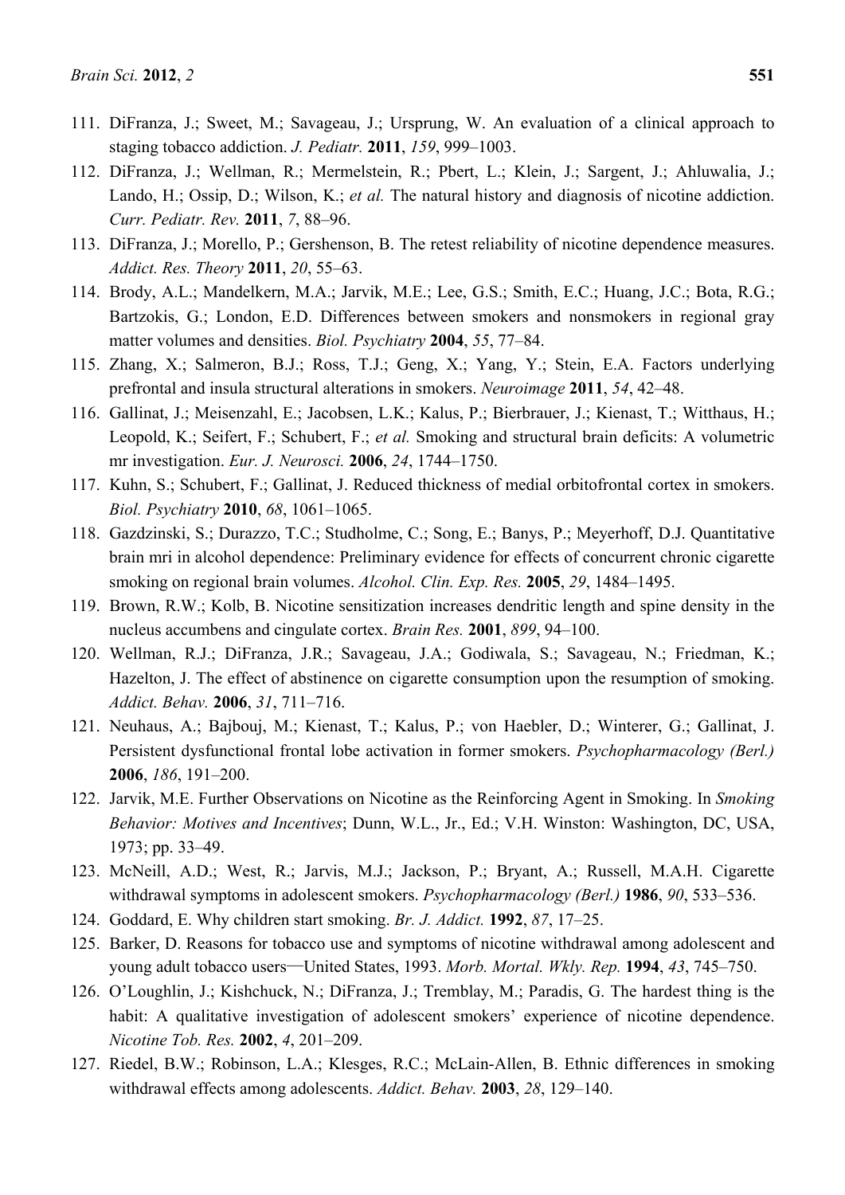111. DiFranza, J.; Sweet, M.; Savageau, J.; Ursprung, W. An evaluation of a clinical approach to staging tobacco addiction. *J. Pediatr.* **2011**, *159*, 999–1003.
112. DiFranza, J.; Wellman, R.; Mermelstein, R.; Pbert, L.; Klein, J.; Sargent, J.; Ahluwalia, J.; Lando, H.; Ossip, D.; Wilson, K.; *et al.* The natural history and diagnosis of nicotine addiction. *Curr. Pediatr. Rev.* **2011**, *7*, 88–96.
113. DiFranza, J.; Morello, P.; Gershenson, B. The retest reliability of nicotine dependence measures. *Addict. Res. Theory* **2011**, *20*, 55–63.
114. Brody, A.L.; Mandelkern, M.A.; Jarvik, M.E.; Lee, G.S.; Smith, E.C.; Huang, J.C.; Bota, R.G.; Bartzokis, G.; London, E.D. Differences between smokers and nonsmokers in regional gray matter volumes and densities. *Biol. Psychiatry* **2004**, *55*, 77–84.
115. Zhang, X.; Salmeron, B.J.; Ross, T.J.; Geng, X.; Yang, Y.; Stein, E.A. Factors underlying prefrontal and insula structural alterations in smokers. *Neuroimage* **2011**, *54*, 42–48.
116. Gallinat, J.; Meisenzahl, E.; Jacobsen, L.K.; Kalus, P.; Bierbrauer, J.; Kienast, T.; Witthaus, H.; Leopold, K.; Seifert, F.; Schubert, F.; *et al.* Smoking and structural brain deficits: A volumetric mr investigation. *Eur. J. Neurosci.* **2006**, *24*, 1744–1750.
117. Kuhn, S.; Schubert, F.; Gallinat, J. Reduced thickness of medial orbitofrontal cortex in smokers. *Biol. Psychiatry* **2010**, *68*, 1061–1065.
118. Gazdzinski, S.; Durazzo, T.C.; Studholme, C.; Song, E.; Banys, P.; Meyerhoff, D.J. Quantitative brain mri in alcohol dependence: Preliminary evidence for effects of concurrent chronic cigarette smoking on regional brain volumes. *Alcohol. Clin. Exp. Res.* **2005**, *29*, 1484–1495.
119. Brown, R.W.; Kolb, B. Nicotine sensitization increases dendritic length and spine density in the nucleus accumbens and cingulate cortex. *Brain Res.* **2001**, *899*, 94–100.
120. Wellman, R.J.; DiFranza, J.R.; Savageau, J.A.; Godiwala, S.; Savageau, N.; Friedman, K.; Hazelton, J. The effect of abstinence on cigarette consumption upon the resumption of smoking. *Addict. Behav.* **2006**, *31*, 711–716.
121. Neuhaus, A.; Bajbouj, M.; Kienast, T.; Kalus, P.; von Haebler, D.; Winterer, G.; Gallinat, J. Persistent dysfunctional frontal lobe activation in former smokers. *Psychopharmacology (Berl.)* **2006**, *186*, 191–200.
122. Jarvik, M.E. Further Observations on Nicotine as the Reinforcing Agent in Smoking. In *Smoking Behavior: Motives and Incentives*; Dunn, W.L., Jr., Ed.; V.H. Winston: Washington, DC, USA, 1973; pp. 33–49.
123. McNeill, A.D.; West, R.; Jarvis, M.J.; Jackson, P.; Bryant, A.; Russell, M.A.H. Cigarette withdrawal symptoms in adolescent smokers. *Psychopharmacology (Berl.)* **1986**, *90*, 533–536.
124. Goddard, E. Why children start smoking. *Br. J. Addict.* **1992**, *87*, 17–25.
125. Barker, D. Reasons for tobacco use and symptoms of nicotine withdrawal among adolescent and young adult tobacco users—United States, 1993. *Morb. Mortal. Wkly. Rep.* **1994**, *43*, 745–750.
126. O'Loughlin, J.; Kishchuck, N.; DiFranza, J.; Tremblay, M.; Paradis, G. The hardest thing is the habit: A qualitative investigation of adolescent smokers' experience of nicotine dependence. *Nicotine Tob. Res.* **2002**, *4*, 201–209.
127. Riedel, B.W.; Robinson, L.A.; Klesges, R.C.; McLain-Allen, B. Ethnic differences in smoking withdrawal effects among adolescents. *Addict. Behav.* **2003**, *28*, 129–140.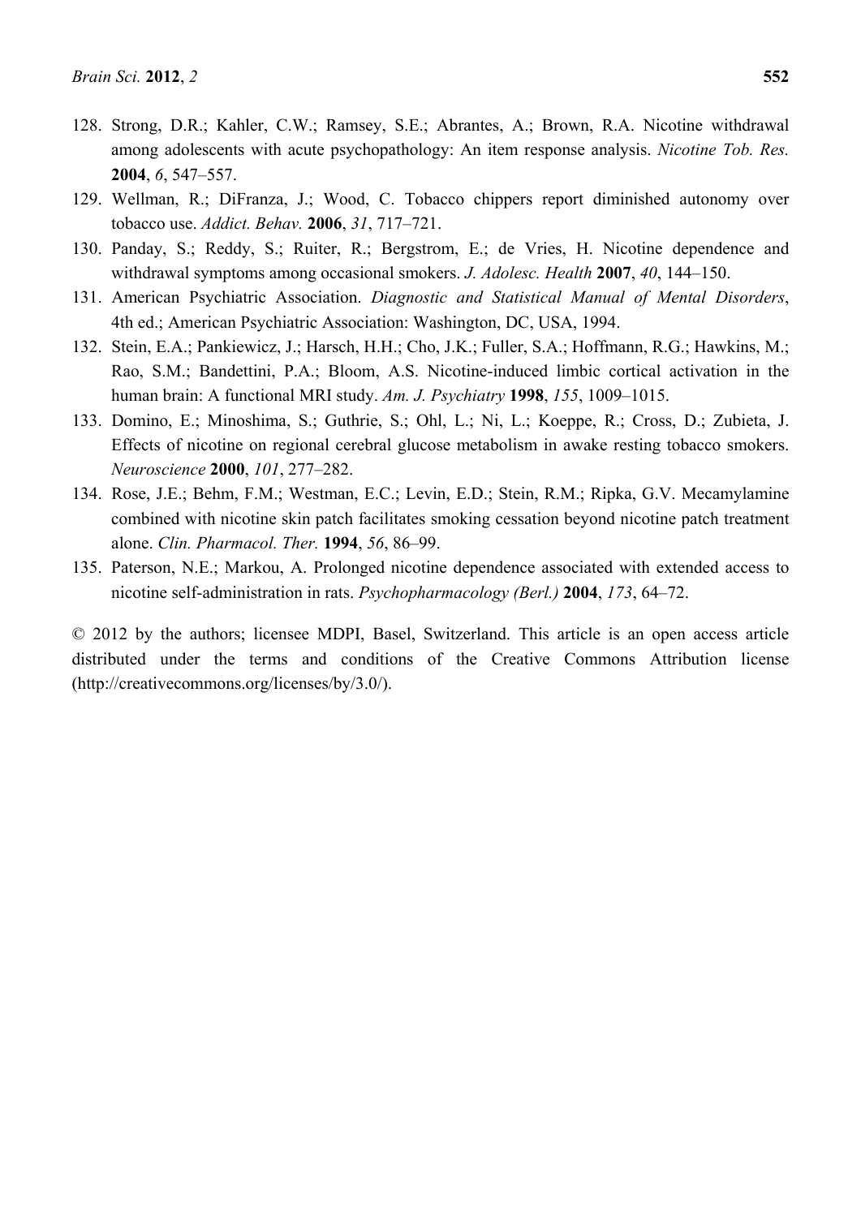128. Strong, D.R.; Kahler, C.W.; Ramsey, S.E.; Abrantes, A.; Brown, R.A. Nicotine withdrawal among adolescents with acute psychopathology: An item response analysis. *Nicotine Tob. Res.* **2004**, *6*, 547–557.
129. Wellman, R.; DiFranza, J.; Wood, C. Tobacco chippers report diminished autonomy over tobacco use. *Addict. Behav.* **2006**, *31*, 717–721.
130. Panday, S.; Reddy, S.; Ruiter, R.; Bergstrom, E.; de Vries, H. Nicotine dependence and withdrawal symptoms among occasional smokers. *J. Adolesc. Health* **2007**, *40*, 144–150.
131. American Psychiatric Association. *Diagnostic and Statistical Manual of Mental Disorders*, 4th ed.; American Psychiatric Association: Washington, DC, USA, 1994.
132. Stein, E.A.; Pankiewicz, J.; Harsch, H.H.; Cho, J.K.; Fuller, S.A.; Hoffmann, R.G.; Hawkins, M.; Rao, S.M.; Bandettini, P.A.; Bloom, A.S. Nicotine-induced limbic cortical activation in the human brain: A functional MRI study. *Am. J. Psychiatry* **1998**, *155*, 1009–1015.
133. Domino, E.; Minoshima, S.; Guthrie, S.; Ohl, L.; Ni, L.; Koeppe, R.; Cross, D.; Zubieta, J. Effects of nicotine on regional cerebral glucose metabolism in awake resting tobacco smokers. *Neuroscience* **2000**, *101*, 277–282.
134. Rose, J.E.; Behm, F.M.; Westman, E.C.; Levin, E.D.; Stein, R.M.; Ripka, G.V. Mecamylamine combined with nicotine skin patch facilitates smoking cessation beyond nicotine patch treatment alone. *Clin. Pharmacol. Ther.* **1994**, *56*, 86–99.
135. Paterson, N.E.; Markou, A. Prolonged nicotine dependence associated with extended access to nicotine self-administration in rats. *Psychopharmacology (Berl.)* **2004**, *173*, 64–72.

© 2012 by the authors; licensee MDPI, Basel, Switzerland. This article is an open access article distributed under the terms and conditions of the Creative Commons Attribution license (http://creativecommons.org/licenses/by/3.0/).